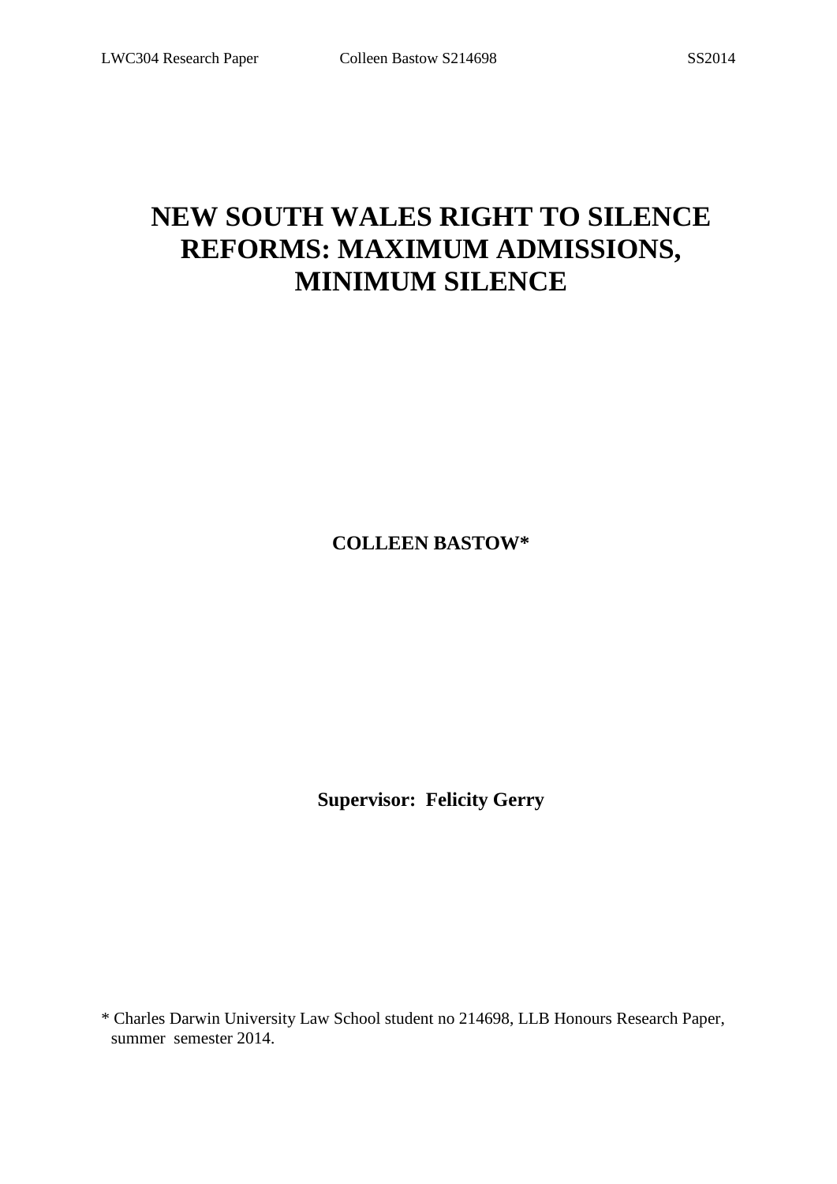# NEW SOUTH WALES RIGHT TO SILENCE REFORMS: MAXIMUM ADMISSIONS, MINIMUM SILENCE

**COLLEEN BASTOW***

**Supervisor: Felicity Gerry**

* Charles Darwin University Law School student no 214698, LLB Honours Research Paper, summer semester 2014.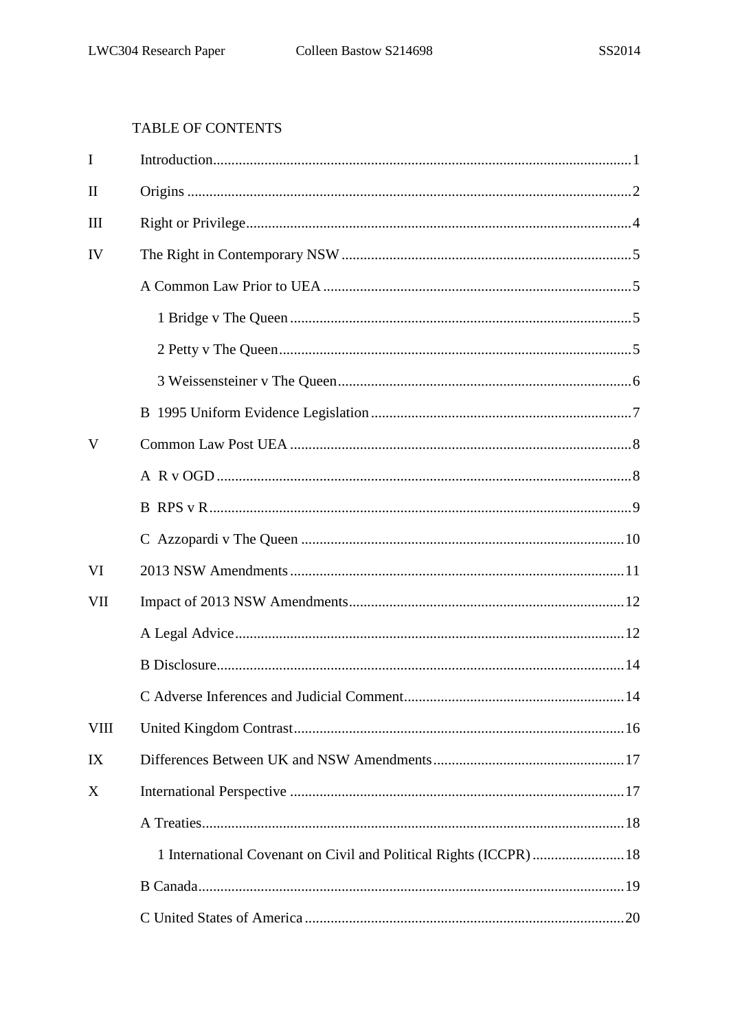# TABLE OF CONTENTS

| | | |
|---|---|---|
| I | Introduction | 1 |
| II | Origins | 2 |
| III | Right or Privilege | 4 |
| IV | The Right in Contemporary NSW | 5 |
| | A Common Law Prior to UEA | 5 |
| | 1 Bridge v The Queen | 5 |
| | 2 Petty v The Queen | 5 |
| | 3 Weissensteiner v The Queen | 6 |
| | B 1995 Uniform Evidence Legislation | 7 |
| V | Common Law Post UEA | 8 |
| | A R v OGD | 8 |
| | B RPS v R | 9 |
| | C Azzopardi v The Queen | 10 |
| VI | 2013 NSW Amendments | 11 |
| VII | Impact of 2013 NSW Amendments | 12 |
| | A Legal Advice | 12 |
| | B Disclosure | 14 |
| | C Adverse Inferences and Judicial Comment | 14 |
| VIII | United Kingdom Contrast | 16 |
| IX | Differences Between UK and NSW Amendments | 17 |
| X | International Perspective | 17 |
| | A Treaties | 18 |
| | 1 International Covenant on Civil and Political Rights (ICCPR) | 18 |
| | B Canada | 19 |
| | C United States of America | 20 |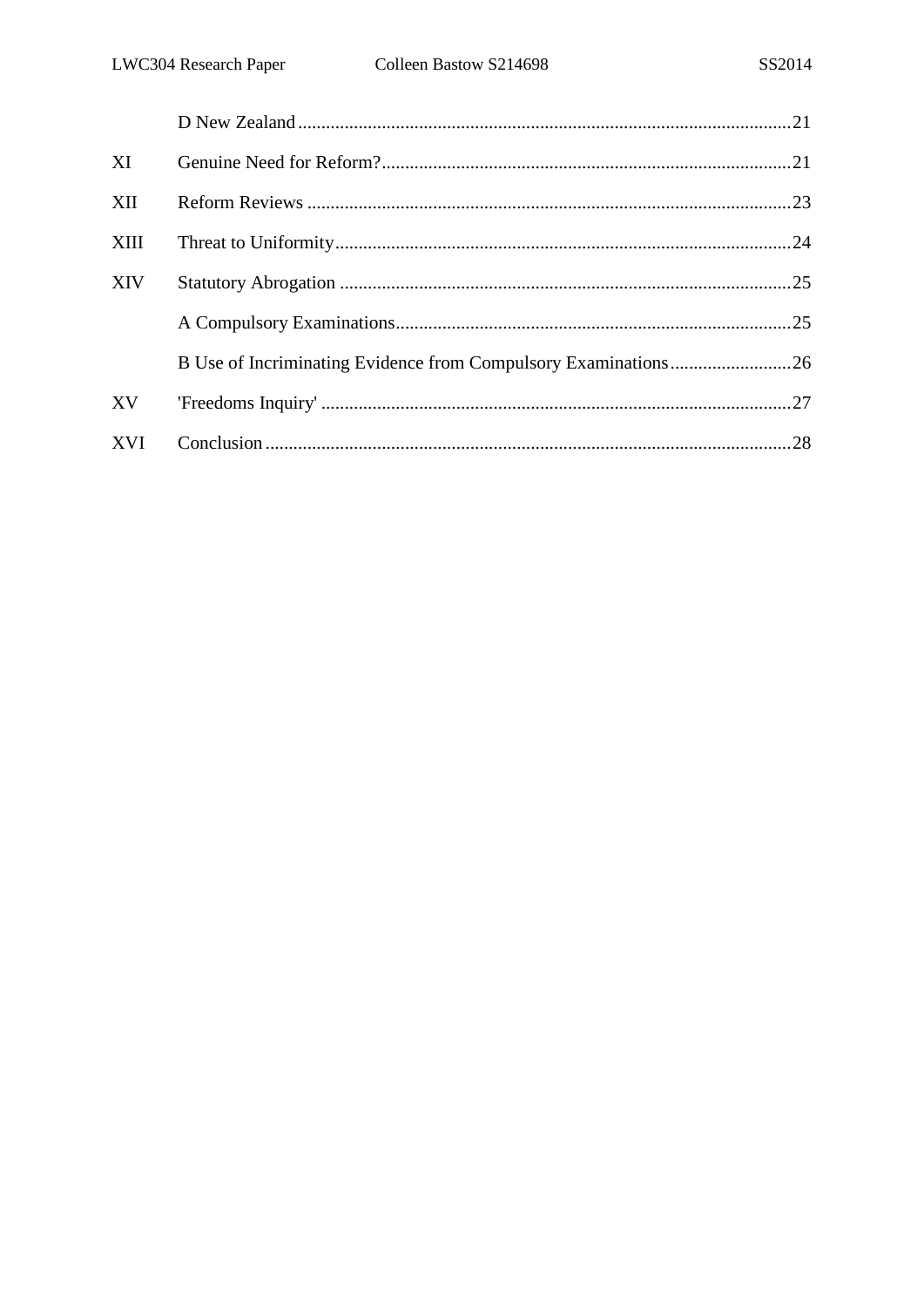D New Zealand ........................................................................................................ 21

XI Genuine Need for Reform? ..................................................................................... 21

XII Reform Reviews ...................................................................................................... 23

XIII Threat to Uniformity ............................................................................................... 24

XIV Statutory Abrogation ............................................................................................... 25

A Compulsory Examinations .................................................................................... 25

B Use of Incriminating Evidence from Compulsory Examinations ......................... 26

XV 'Freedoms Inquiry' ................................................................................................... 27

XVI Conclusion ............................................................................................................... 28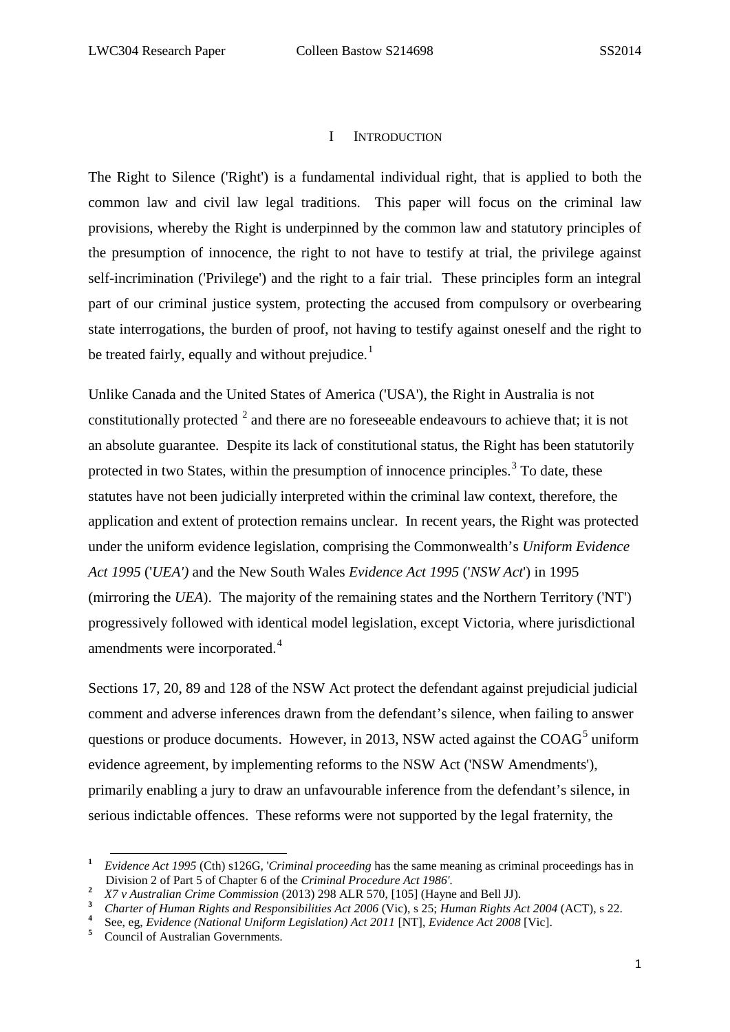## I INTRODUCTION

The Right to Silence ('Right') is a fundamental individual right, that is applied to both the common law and civil law legal traditions. This paper will focus on the criminal law provisions, whereby the Right is underpinned by the common law and statutory principles of the presumption of innocence, the right to not have to testify at trial, the privilege against self-incrimination ('Privilege') and the right to a fair trial. These principles form an integral part of our criminal justice system, protecting the accused from compulsory or overbearing state interrogations, the burden of proof, not having to testify against oneself and the right to be treated fairly, equally and without prejudice.[1]

Unlike Canada and the United States of America ('USA'), the Right in Australia is not constitutionally protected [2] and there are no foreseeable endeavours to achieve that; it is not an absolute guarantee. Despite its lack of constitutional status, the Right has been statutorily protected in two States, within the presumption of innocence principles.[3] To date, these statutes have not been judicially interpreted within the criminal law context, therefore, the application and extent of protection remains unclear. In recent years, the Right was protected under the uniform evidence legislation, comprising the Commonwealth's *Uniform Evidence Act 1995* ('*UEA')* and the New South Wales *Evidence Act 1995* ('*NSW Act*') in 1995 (mirroring the *UEA*). The majority of the remaining states and the Northern Territory ('NT') progressively followed with identical model legislation, except Victoria, where jurisdictional amendments were incorporated.[4]

Sections 17, 20, 89 and 128 of the NSW Act protect the defendant against prejudicial judicial comment and adverse inferences drawn from the defendant's silence, when failing to answer questions or produce documents. However, in 2013, NSW acted against the COAG[5] uniform evidence agreement, by implementing reforms to the NSW Act ('NSW Amendments'), primarily enabling a jury to draw an unfavourable inference from the defendant's silence, in serious indictable offences. These reforms were not supported by the legal fraternity, the

---

[1] *Evidence Act 1995* (Cth) s126G, '*Criminal proceeding* has the same meaning as criminal proceedings has in Division 2 of Part 5 of Chapter 6 of the *Criminal Procedure Act 1986'*.

[2] *X7 v Australian Crime Commission* (2013) 298 ALR 570, [105] (Hayne and Bell JJ).

[3] *Charter of Human Rights and Responsibilities Act 2006* (Vic), s 25; *Human Rights Act 2004* (ACT), s 22.

[4] See, eg, *Evidence (National Uniform Legislation) Act 2011* [NT], *Evidence Act 2008* [Vic].

[5] Council of Australian Governments.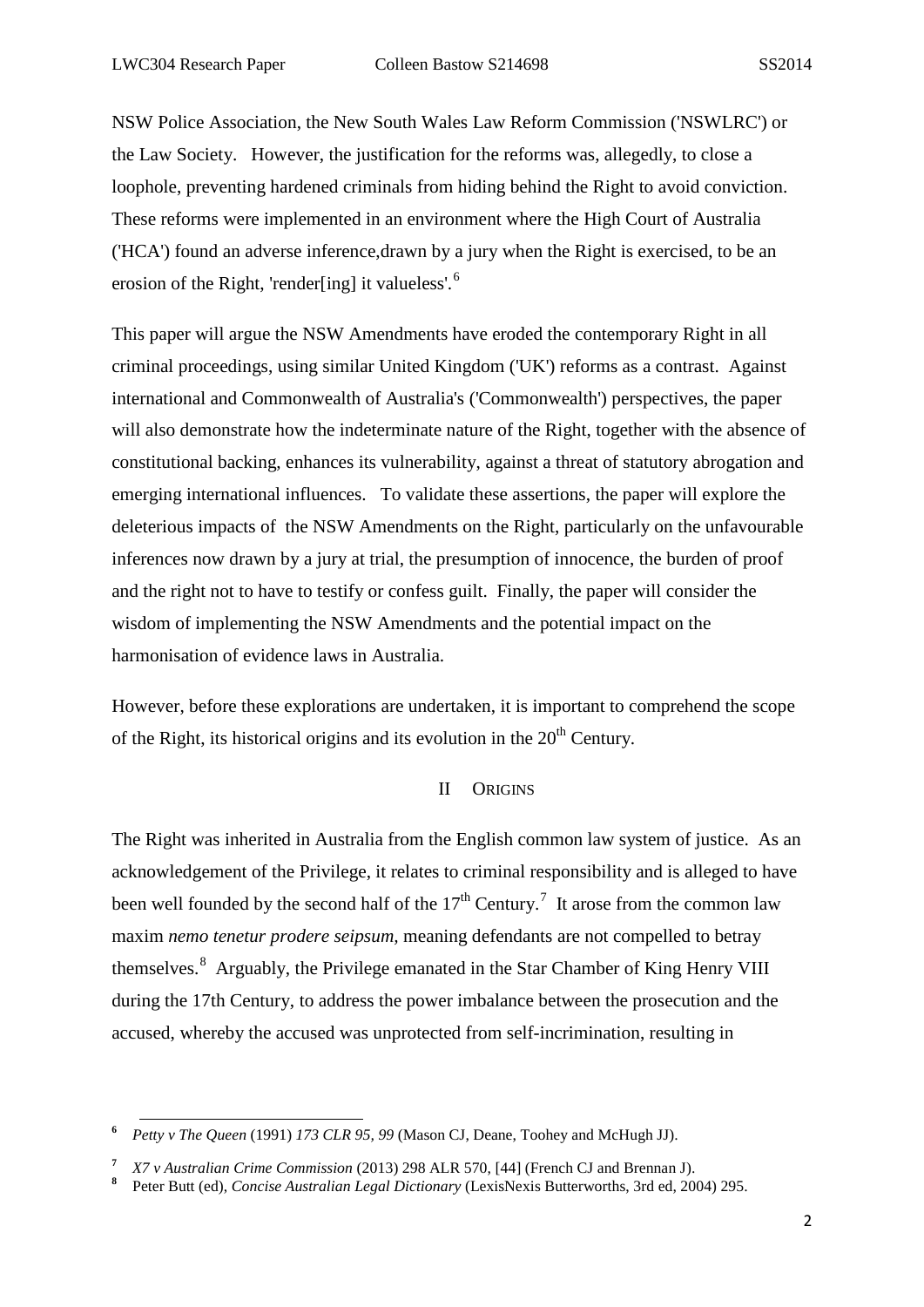NSW Police Association, the New South Wales Law Reform Commission ('NSWLRC') or the Law Society. However, the justification for the reforms was, allegedly, to close a loophole, preventing hardened criminals from hiding behind the Right to avoid conviction. These reforms were implemented in an environment where the High Court of Australia ('HCA') found an adverse inference,drawn by a jury when the Right is exercised, to be an erosion of the Right, 'render[ing] it valueless'.[6]

This paper will argue the NSW Amendments have eroded the contemporary Right in all criminal proceedings, using similar United Kingdom ('UK') reforms as a contrast. Against international and Commonwealth of Australia's ('Commonwealth') perspectives, the paper will also demonstrate how the indeterminate nature of the Right, together with the absence of constitutional backing, enhances its vulnerability, against a threat of statutory abrogation and emerging international influences. To validate these assertions, the paper will explore the deleterious impacts of the NSW Amendments on the Right, particularly on the unfavourable inferences now drawn by a jury at trial, the presumption of innocence, the burden of proof and the right not to have to testify or confess guilt. Finally, the paper will consider the wisdom of implementing the NSW Amendments and the potential impact on the harmonisation of evidence laws in Australia.

However, before these explorations are undertaken, it is important to comprehend the scope of the Right, its historical origins and its evolution in the 20th Century.

## II ORIGINS

The Right was inherited in Australia from the English common law system of justice. As an acknowledgement of the Privilege, it relates to criminal responsibility and is alleged to have been well founded by the second half of the 17th Century.[7] It arose from the common law maxim *nemo tenetur prodere seipsum*, meaning defendants are not compelled to betray themselves.[8] Arguably, the Privilege emanated in the Star Chamber of King Henry VIII during the 17th Century, to address the power imbalance between the prosecution and the accused, whereby the accused was unprotected from self-incrimination, resulting in

---

[6] *Petty v The Queen* (1991) *173 CLR 95, 99* (Mason CJ, Deane, Toohey and McHugh JJ).

[7] *X7 v Australian Crime Commission* (2013) 298 ALR 570, [44] (French CJ and Brennan J).

[8] Peter Butt (ed), *Concise Australian Legal Dictionary* (LexisNexis Butterworths, 3rd ed, 2004) 295.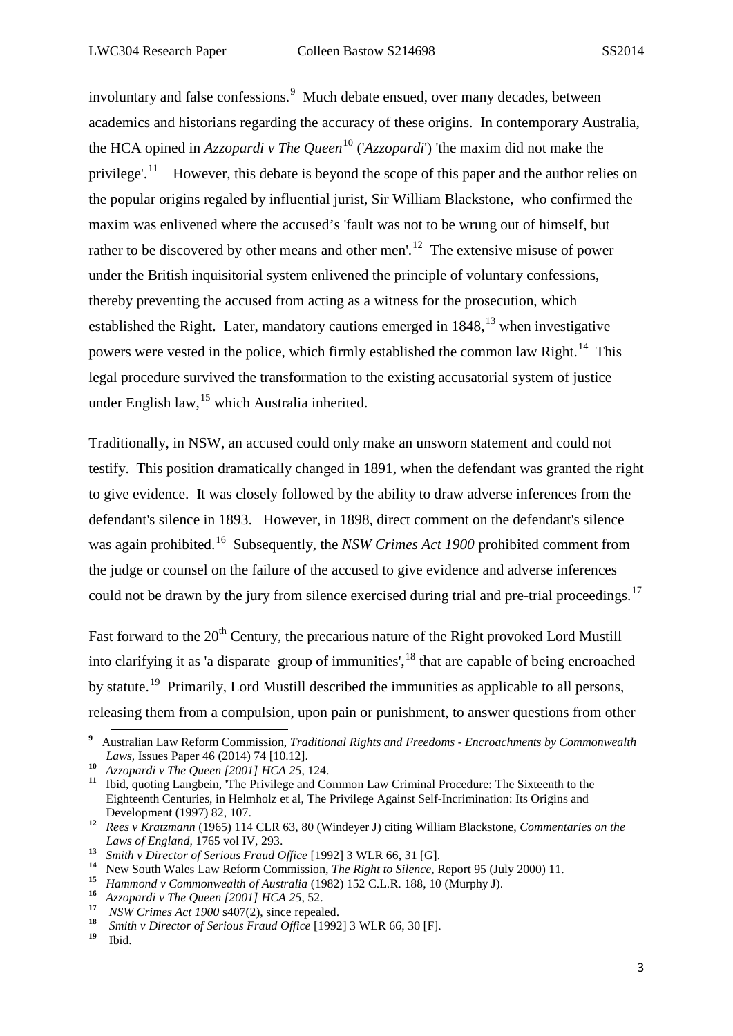involuntary and false confessions.[9] Much debate ensued, over many decades, between academics and historians regarding the accuracy of these origins. In contemporary Australia, the HCA opined in *Azzopardi v The Queen*[10] ('*Azzopardi*') 'the maxim did not make the privilege'.[11] However, this debate is beyond the scope of this paper and the author relies on the popular origins regaled by influential jurist, Sir William Blackstone, who confirmed the maxim was enlivened where the accused's 'fault was not to be wrung out of himself, but rather to be discovered by other means and other men'.[12] The extensive misuse of power under the British inquisitorial system enlivened the principle of voluntary confessions, thereby preventing the accused from acting as a witness for the prosecution, which established the Right. Later, mandatory cautions emerged in 1848,[13] when investigative powers were vested in the police, which firmly established the common law Right.[14] This legal procedure survived the transformation to the existing accusatorial system of justice under English law,[15] which Australia inherited.

Traditionally, in NSW, an accused could only make an unsworn statement and could not testify. This position dramatically changed in 1891, when the defendant was granted the right to give evidence. It was closely followed by the ability to draw adverse inferences from the defendant's silence in 1893. However, in 1898, direct comment on the defendant's silence was again prohibited.[16] Subsequently, the *NSW Crimes Act 1900* prohibited comment from the judge or counsel on the failure of the accused to give evidence and adverse inferences could not be drawn by the jury from silence exercised during trial and pre-trial proceedings.[17]

Fast forward to the 20th Century, the precarious nature of the Right provoked Lord Mustill into clarifying it as 'a disparate group of immunities',[18] that are capable of being encroached by statute.[19] Primarily, Lord Mustill described the immunities as applicable to all persons, releasing them from a compulsion, upon pain or punishment, to answer questions from other

---

[9] Australian Law Reform Commission, *Traditional Rights and Freedoms - Encroachments by Commonwealth Laws,* Issues Paper 46 (2014) 74 [10.12].

[10] *Azzopardi v The Queen [2001] HCA 25*, 124.

[11] Ibid, quoting Langbein, 'The Privilege and Common Law Criminal Procedure: The Sixteenth to the Eighteenth Centuries, in Helmholz et al, The Privilege Against Self-Incrimination: Its Origins and Development (1997) 82, 107.

[12] *Rees v Kratzmann* (1965) 114 CLR 63, 80 (Windeyer J) citing William Blackstone, *Commentaries on the Laws of England*, 1765 vol IV, 293.

[13] *Smith v Director of Serious Fraud Office* [1992] 3 WLR 66, 31 [G].

[14] New South Wales Law Reform Commission, *The Right to Silence,* Report 95 (July 2000) 11.

[15] *Hammond v Commonwealth of Australia* (1982) 152 C.L.R. 188, 10 (Murphy J).

[16] *Azzopardi v The Queen [2001] HCA 25*, 52.

[17] *NSW Crimes Act 1900* s407(2), since repealed.

[18] *Smith v Director of Serious Fraud Office* [1992] 3 WLR 66, 30 [F].

[19] Ibid.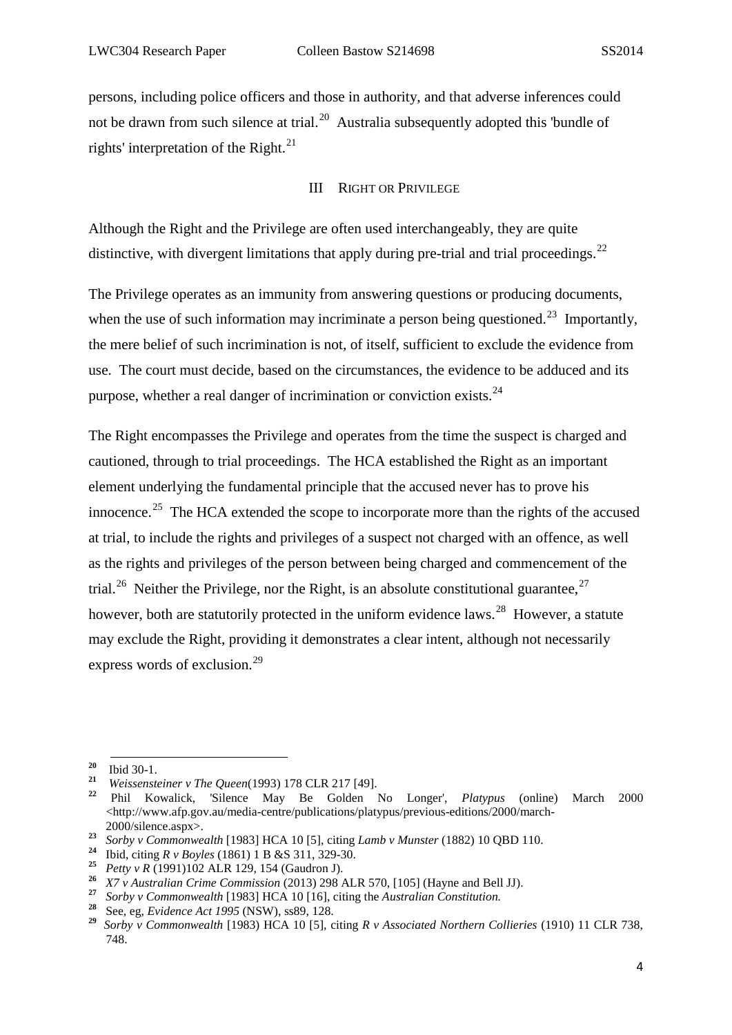persons, including police officers and those in authority, and that adverse inferences could not be drawn from such silence at trial.[20] Australia subsequently adopted this 'bundle of rights' interpretation of the Right.[21]

## III RIGHT OR PRIVILEGE

Although the Right and the Privilege are often used interchangeably, they are quite distinctive, with divergent limitations that apply during pre-trial and trial proceedings.[22]

The Privilege operates as an immunity from answering questions or producing documents, when the use of such information may incriminate a person being questioned.[23] Importantly, the mere belief of such incrimination is not, of itself, sufficient to exclude the evidence from use. The court must decide, based on the circumstances, the evidence to be adduced and its purpose, whether a real danger of incrimination or conviction exists.[24]

The Right encompasses the Privilege and operates from the time the suspect is charged and cautioned, through to trial proceedings. The HCA established the Right as an important element underlying the fundamental principle that the accused never has to prove his innocence.[25] The HCA extended the scope to incorporate more than the rights of the accused at trial, to include the rights and privileges of a suspect not charged with an offence, as well as the rights and privileges of the person between being charged and commencement of the trial.[26] Neither the Privilege, nor the Right, is an absolute constitutional guarantee,[27] however, both are statutorily protected in the uniform evidence laws.[28] However, a statute may exclude the Right, providing it demonstrates a clear intent, although not necessarily express words of exclusion.[29]

---

[20] Ibid 30-1.

[21] *Weissensteiner v The Queen*(1993) 178 CLR 217 [49].

[22] Phil Kowalick, 'Silence May Be Golden No Longer', *Platypus* (online) March 2000 <http://www.afp.gov.au/media-centre/publications/platypus/previous-editions/2000/march-2000/silence.aspx>.

[23] *Sorby v Commonwealth* [1983] HCA 10 [5], citing *Lamb v Munster* (1882) 10 QBD 110.

[24] Ibid, citing *R v Boyles* (1861) 1 B &S 311, 329-30.

[25] *Petty v R* (1991)102 ALR 129, 154 (Gaudron J).

[26] *X7 v Australian Crime Commission* (2013) 298 ALR 570, [105] (Hayne and Bell JJ).

[27] *Sorby v Commonwealth* [1983] HCA 10 [16], citing the *Australian Constitution.*

[28] See, eg, *Evidence Act 1995* (NSW), ss89, 128.

[29] *Sorby v Commonwealth* [1983] HCA 10 [5], citing *R v Associated Northern Collieries* (1910) 11 CLR 738, 748.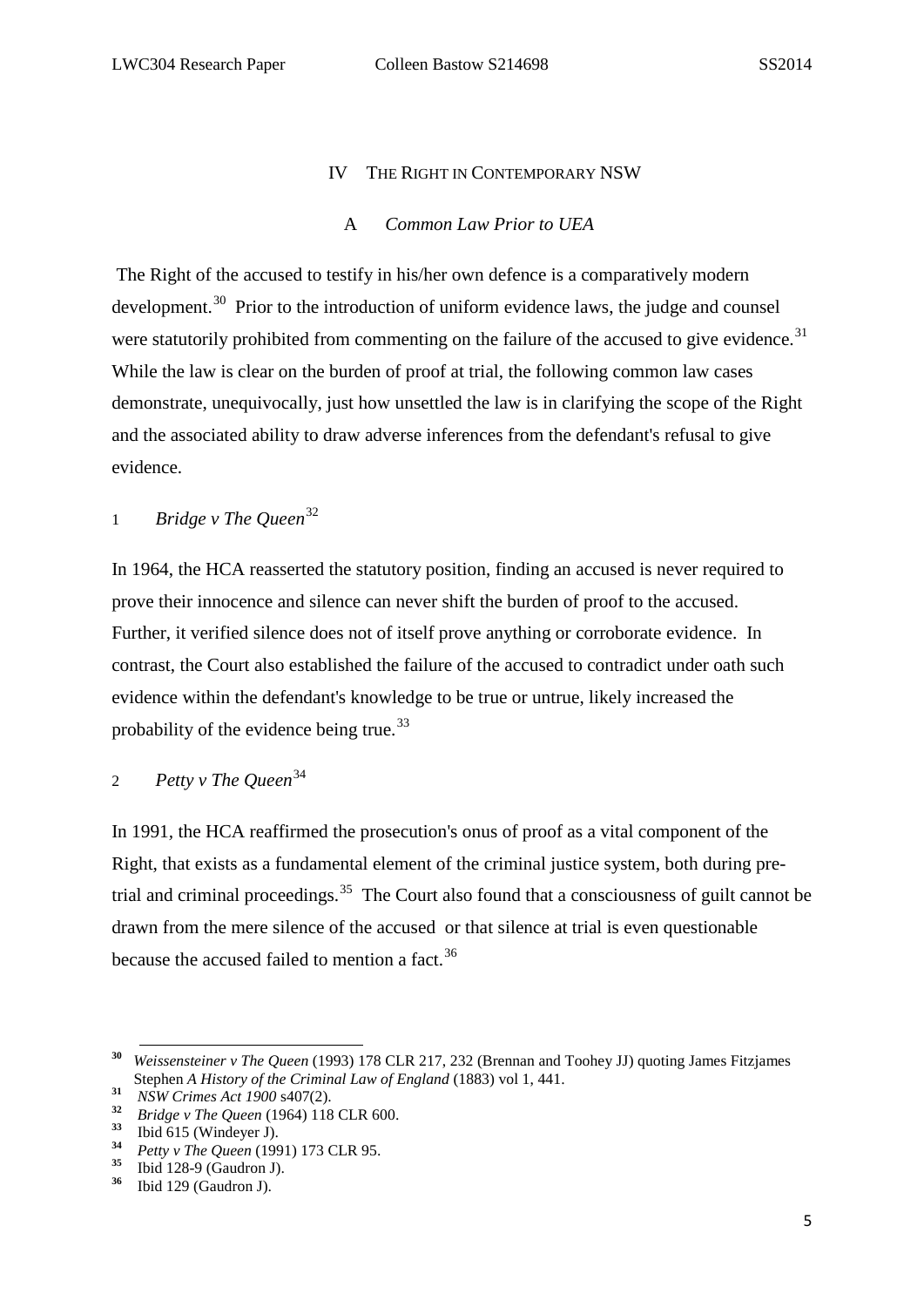## IV THE RIGHT IN CONTEMPORARY NSW

### A *Common Law Prior to UEA*

The Right of the accused to testify in his/her own defence is a comparatively modern development.[30] Prior to the introduction of uniform evidence laws, the judge and counsel were statutorily prohibited from commenting on the failure of the accused to give evidence.[31] While the law is clear on the burden of proof at trial, the following common law cases demonstrate, unequivocally, just how unsettled the law is in clarifying the scope of the Right and the associated ability to draw adverse inferences from the defendant's refusal to give evidence.

#### 1 *Bridge v The Queen*[32]

In 1964, the HCA reasserted the statutory position, finding an accused is never required to prove their innocence and silence can never shift the burden of proof to the accused. Further, it verified silence does not of itself prove anything or corroborate evidence. In contrast, the Court also established the failure of the accused to contradict under oath such evidence within the defendant's knowledge to be true or untrue, likely increased the probability of the evidence being true.[33]

#### 2 *Petty v The Queen*[34]

In 1991, the HCA reaffirmed the prosecution's onus of proof as a vital component of the Right, that exists as a fundamental element of the criminal justice system, both during pre-trial and criminal proceedings.[35] The Court also found that a consciousness of guilt cannot be drawn from the mere silence of the accused or that silence at trial is even questionable because the accused failed to mention a fact.[36]

---

[30] *Weissensteiner v The Queen* (1993) 178 CLR 217, 232 (Brennan and Toohey JJ) quoting James Fitzjames Stephen *A History of the Criminal Law of England* (1883) vol 1, 441.

[31] *NSW Crimes Act 1900* s407(2).

[32] *Bridge v The Queen* (1964) 118 CLR 600.

[33] Ibid 615 (Windeyer J).

[34] *Petty v The Queen* (1991) 173 CLR 95.

[35] Ibid 128-9 (Gaudron J).

[36] Ibid 129 (Gaudron J).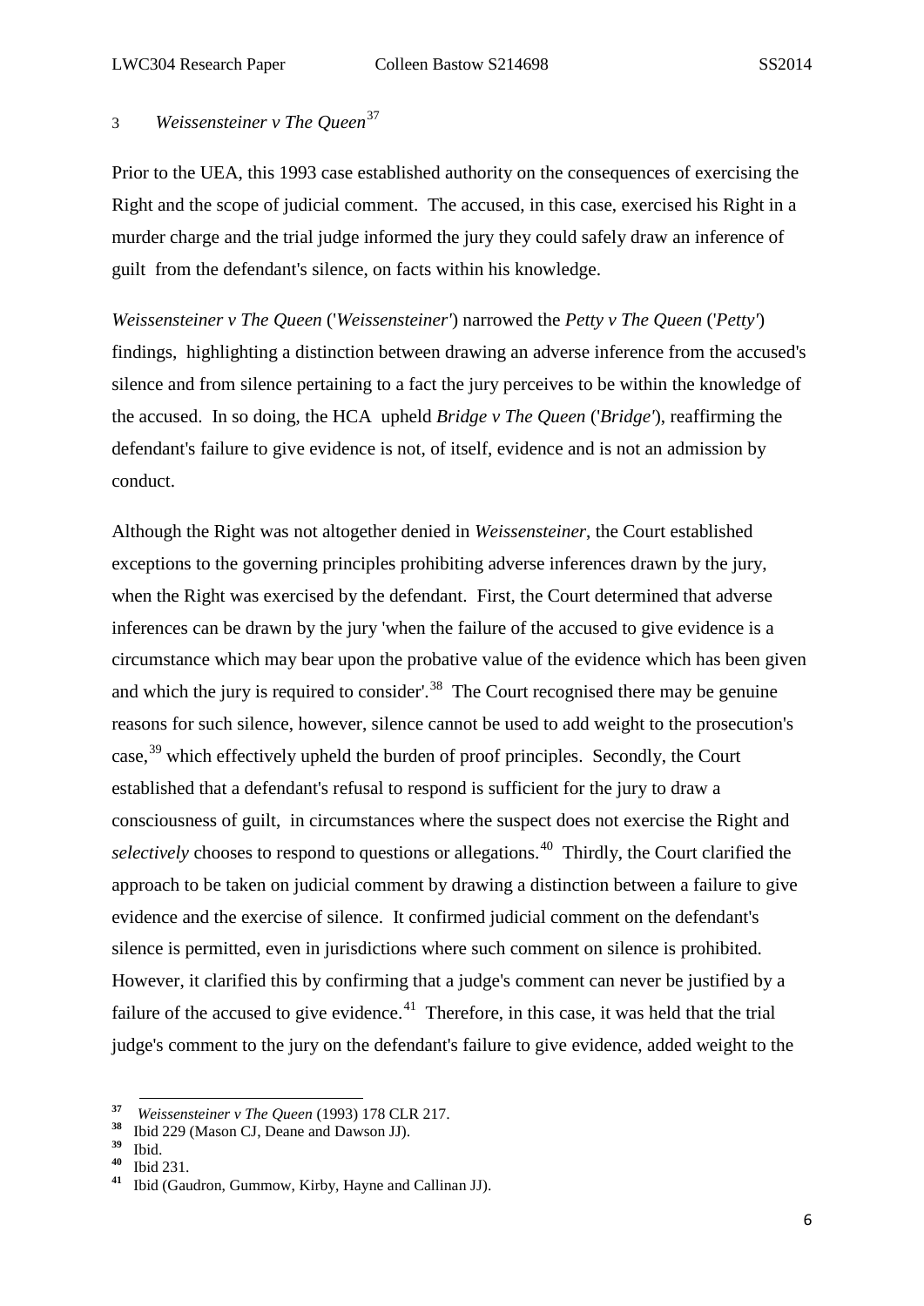### 3 *Weissensteiner v The Queen*[37]

Prior to the UEA, this 1993 case established authority on the consequences of exercising the Right and the scope of judicial comment. The accused, in this case, exercised his Right in a murder charge and the trial judge informed the jury they could safely draw an inference of guilt from the defendant's silence, on facts within his knowledge.

*Weissensteiner v The Queen* ('*Weissensteiner'*) narrowed the *Petty v The Queen* ('*Petty'*) findings, highlighting a distinction between drawing an adverse inference from the accused's silence and from silence pertaining to a fact the jury perceives to be within the knowledge of the accused. In so doing, the HCA upheld *Bridge v The Queen* ('*Bridge'*), reaffirming the defendant's failure to give evidence is not, of itself, evidence and is not an admission by conduct.

Although the Right was not altogether denied in *Weissensteiner*, the Court established exceptions to the governing principles prohibiting adverse inferences drawn by the jury, when the Right was exercised by the defendant. First, the Court determined that adverse inferences can be drawn by the jury 'when the failure of the accused to give evidence is a circumstance which may bear upon the probative value of the evidence which has been given and which the jury is required to consider'.[38] The Court recognised there may be genuine reasons for such silence, however, silence cannot be used to add weight to the prosecution's case,[39] which effectively upheld the burden of proof principles. Secondly, the Court established that a defendant's refusal to respond is sufficient for the jury to draw a consciousness of guilt, in circumstances where the suspect does not exercise the Right and *selectively* chooses to respond to questions or allegations.[40] Thirdly, the Court clarified the approach to be taken on judicial comment by drawing a distinction between a failure to give evidence and the exercise of silence. It confirmed judicial comment on the defendant's silence is permitted, even in jurisdictions where such comment on silence is prohibited. However, it clarified this by confirming that a judge's comment can never be justified by a failure of the accused to give evidence.[41] Therefore, in this case, it was held that the trial judge's comment to the jury on the defendant's failure to give evidence, added weight to the

---

[37] *Weissensteiner v The Queen* (1993) 178 CLR 217.
[38] Ibid 229 (Mason CJ, Deane and Dawson JJ).
[39] Ibid.
[40] Ibid 231.
[41] Ibid (Gaudron, Gummow, Kirby, Hayne and Callinan JJ).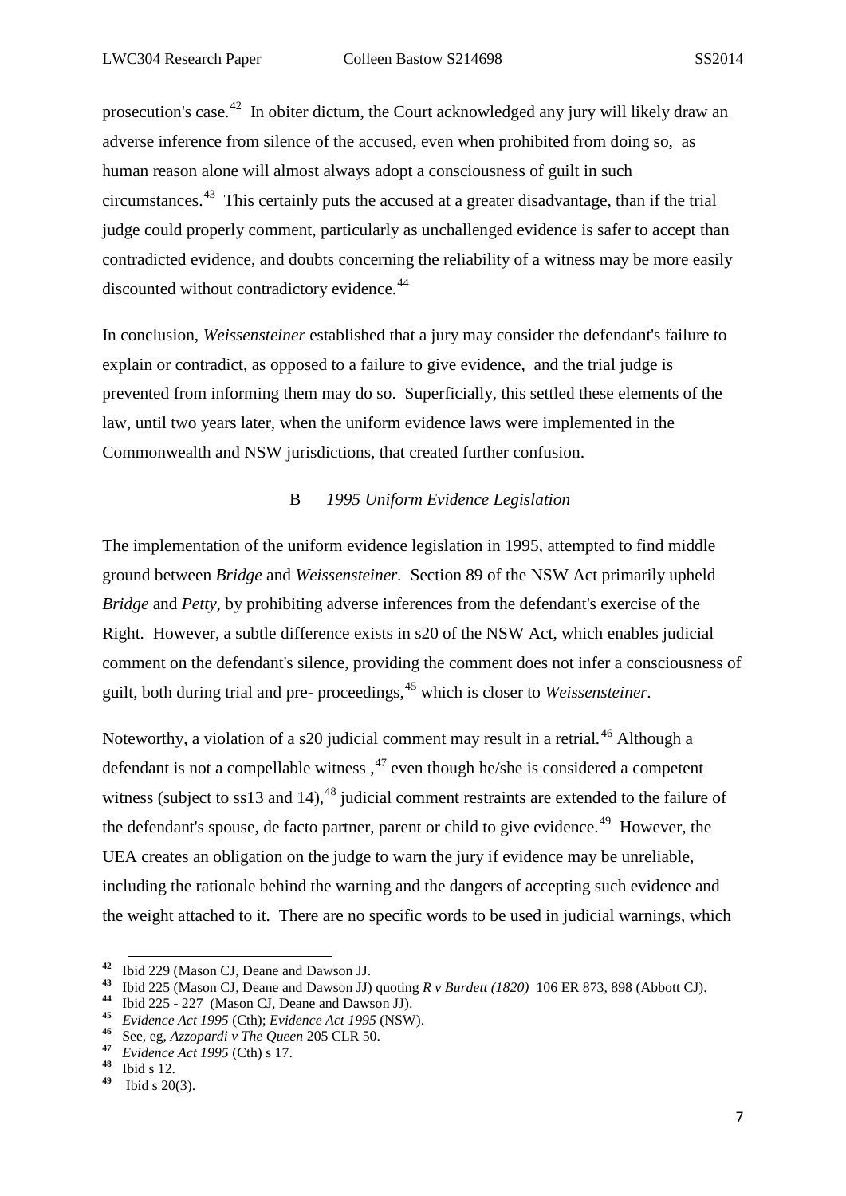prosecution's case.[42] In obiter dictum, the Court acknowledged any jury will likely draw an adverse inference from silence of the accused, even when prohibited from doing so, as human reason alone will almost always adopt a consciousness of guilt in such circumstances.[43] This certainly puts the accused at a greater disadvantage, than if the trial judge could properly comment, particularly as unchallenged evidence is safer to accept than contradicted evidence, and doubts concerning the reliability of a witness may be more easily discounted without contradictory evidence.[44]

In conclusion, *Weissensteiner* established that a jury may consider the defendant's failure to explain or contradict, as opposed to a failure to give evidence, and the trial judge is prevented from informing them may do so. Superficially, this settled these elements of the law, until two years later, when the uniform evidence laws were implemented in the Commonwealth and NSW jurisdictions, that created further confusion.

### B *1995 Uniform Evidence Legislation*

The implementation of the uniform evidence legislation in 1995, attempted to find middle ground between *Bridge* and *Weissensteiner.* Section 89 of the NSW Act primarily upheld *Bridge* and *Petty*, by prohibiting adverse inferences from the defendant's exercise of the Right. However, a subtle difference exists in s20 of the NSW Act, which enables judicial comment on the defendant's silence, providing the comment does not infer a consciousness of guilt, both during trial and pre- proceedings,[45] which is closer to *Weissensteiner.*

Noteworthy, a violation of a s20 judicial comment may result in a retrial.[46] Although a defendant is not a compellable witness ,[47] even though he/she is considered a competent witness (subject to ss13 and 14),[48] judicial comment restraints are extended to the failure of the defendant's spouse, de facto partner, parent or child to give evidence.[49] However, the UEA creates an obligation on the judge to warn the jury if evidence may be unreliable, including the rationale behind the warning and the dangers of accepting such evidence and the weight attached to it. There are no specific words to be used in judicial warnings, which

---

[42] Ibid 229 (Mason CJ, Deane and Dawson JJ.

[43] Ibid 225 (Mason CJ, Deane and Dawson JJ) quoting *R v Burdett (1820)* 106 ER 873, 898 (Abbott CJ).

[44] Ibid 225 - 227 (Mason CJ, Deane and Dawson JJ).

[45] *Evidence Act 1995* (Cth); *Evidence Act 1995* (NSW).

[46] See, eg, *Azzopardi v The Queen* 205 CLR 50.

[47] *Evidence Act 1995* (Cth) s 17.

[48] Ibid s 12.

[49] Ibid s 20(3).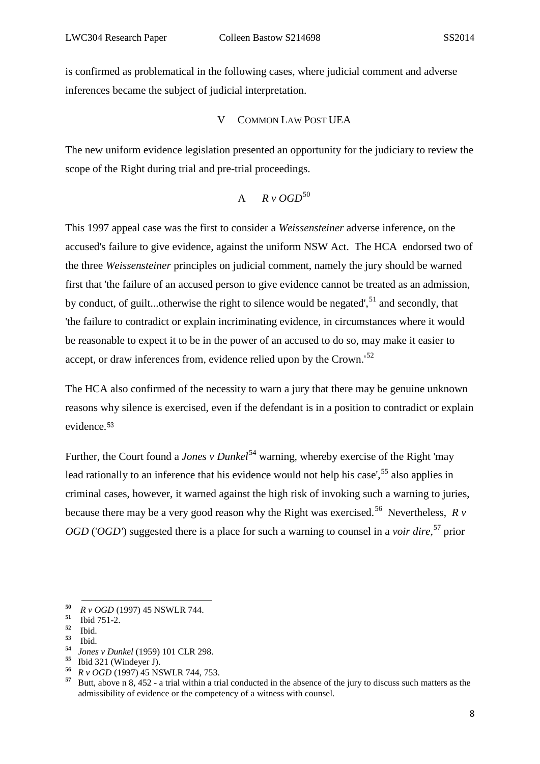is confirmed as problematical in the following cases, where judicial comment and adverse inferences became the subject of judicial interpretation.

## V Common Law Post UEA

The new uniform evidence legislation presented an opportunity for the judiciary to review the scope of the Right during trial and pre-trial proceedings.

### A *R v OGD*[50]

This 1997 appeal case was the first to consider a *Weissensteiner* adverse inference, on the accused's failure to give evidence, against the uniform NSW Act. The HCA endorsed two of the three *Weissensteiner* principles on judicial comment, namely the jury should be warned first that 'the failure of an accused person to give evidence cannot be treated as an admission, by conduct, of guilt...otherwise the right to silence would be negated',[51] and secondly, that 'the failure to contradict or explain incriminating evidence, in circumstances where it would be reasonable to expect it to be in the power of an accused to do so, may make it easier to accept, or draw inferences from, evidence relied upon by the Crown.'[52]

The HCA also confirmed of the necessity to warn a jury that there may be genuine unknown reasons why silence is exercised, even if the defendant is in a position to contradict or explain evidence.[53]

Further, the Court found a *Jones v Dunkel*[54] warning, whereby exercise of the Right 'may lead rationally to an inference that his evidence would not help his case',[55] also applies in criminal cases, however, it warned against the high risk of invoking such a warning to juries, because there may be a very good reason why the Right was exercised.[56] Nevertheless, *R v OGD* ('*OGD*') suggested there is a place for such a warning to counsel in a *voir dire*,[57] prior

---

[50] *R v OGD* (1997) 45 NSWLR 744.

[51] Ibid 751-2.

[52] Ibid.

[53] Ibid.

[54] *Jones v Dunkel* (1959) 101 CLR 298.

[55] Ibid 321 (Windeyer J).

[56] *R v OGD* (1997) 45 NSWLR 744, 753.

[57] Butt, above n 8, 452 - a trial within a trial conducted in the absence of the jury to discuss such matters as the admissibility of evidence or the competency of a witness with counsel.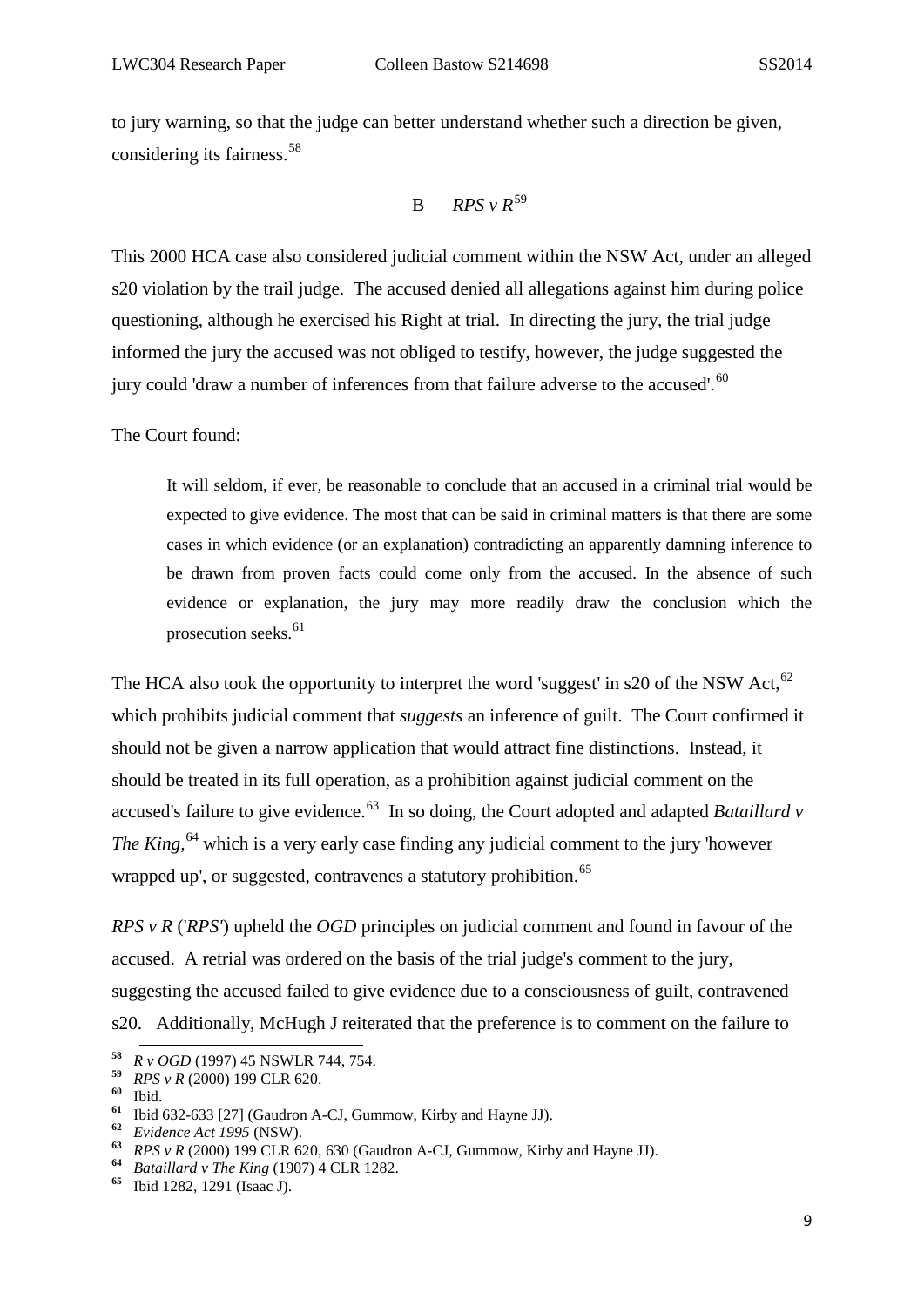to jury warning, so that the judge can better understand whether such a direction be given, considering its fairness.[58]

### B *RPS v R*[59]

This 2000 HCA case also considered judicial comment within the NSW Act, under an alleged s20 violation by the trail judge. The accused denied all allegations against him during police questioning, although he exercised his Right at trial. In directing the jury, the trial judge informed the jury the accused was not obliged to testify, however, the judge suggested the jury could 'draw a number of inferences from that failure adverse to the accused'.[60]

The Court found:

> It will seldom, if ever, be reasonable to conclude that an accused in a criminal trial would be expected to give evidence. The most that can be said in criminal matters is that there are some cases in which evidence (or an explanation) contradicting an apparently damning inference to be drawn from proven facts could come only from the accused. In the absence of such evidence or explanation, the jury may more readily draw the conclusion which the prosecution seeks.[61]

The HCA also took the opportunity to interpret the word 'suggest' in s20 of the NSW Act,[62] which prohibits judicial comment that *suggests* an inference of guilt. The Court confirmed it should not be given a narrow application that would attract fine distinctions. Instead, it should be treated in its full operation, as a prohibition against judicial comment on the accused's failure to give evidence.[63] In so doing, the Court adopted and adapted *Bataillard v The King*,[64] which is a very early case finding any judicial comment to the jury 'however wrapped up', or suggested, contravenes a statutory prohibition.[65]

*RPS v R* ('*RPS*') upheld the *OGD* principles on judicial comment and found in favour of the accused. A retrial was ordered on the basis of the trial judge's comment to the jury, suggesting the accused failed to give evidence due to a consciousness of guilt, contravened s20. Additionally, McHugh J reiterated that the preference is to comment on the failure to

---

[58] *R v OGD* (1997) 45 NSWLR 744, 754.
[59] *RPS v R* (2000) 199 CLR 620.
[60] Ibid.
[61] Ibid 632-633 [27] (Gaudron A-CJ, Gummow, Kirby and Hayne JJ).
[62] *Evidence Act 1995* (NSW).
[63] *RPS v R* (2000) 199 CLR 620, 630 (Gaudron A-CJ, Gummow, Kirby and Hayne JJ).
[64] *Bataillard v The King* (1907) 4 CLR 1282.
[65] Ibid 1282, 1291 (Isaac J).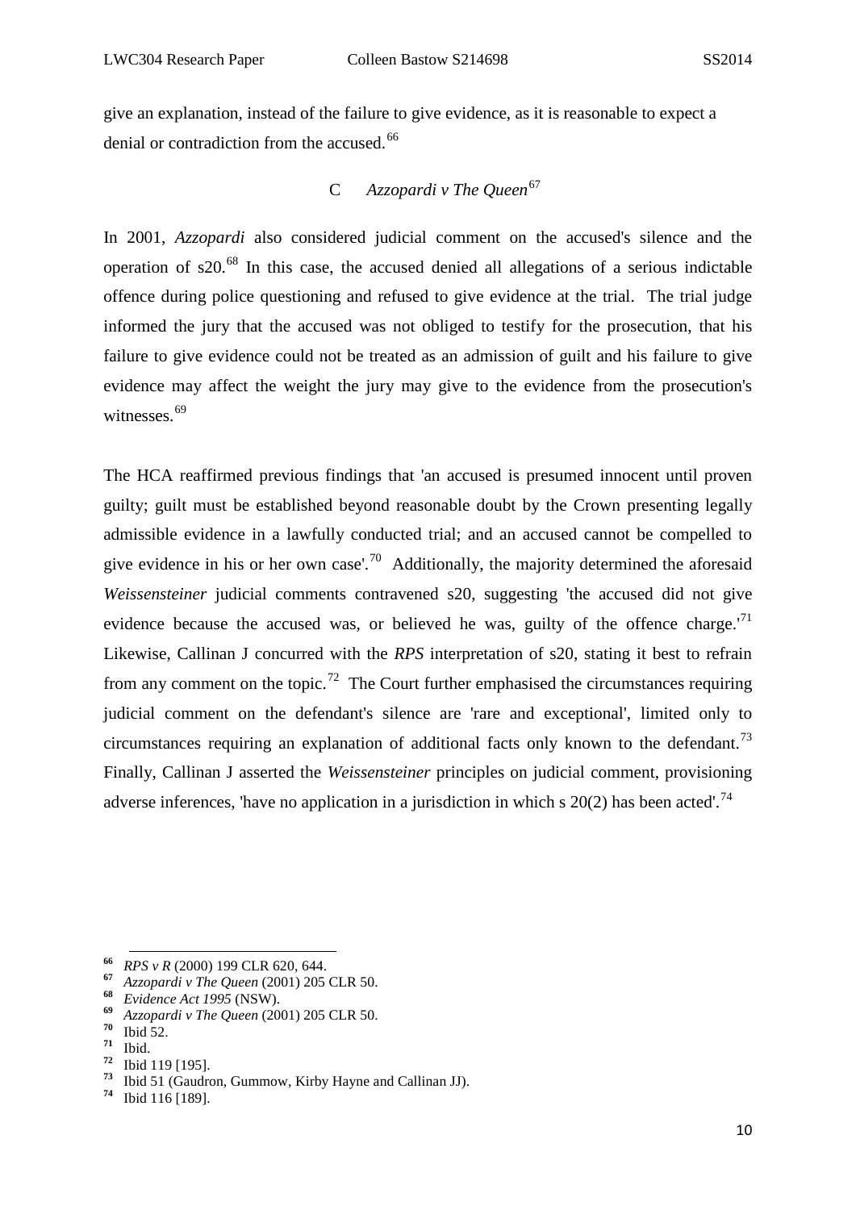give an explanation, instead of the failure to give evidence, as it is reasonable to expect a denial or contradiction from the accused.[66]

### C *Azzopardi v The Queen*[67]

In 2001, *Azzopardi* also considered judicial comment on the accused's silence and the operation of s20.[68] In this case, the accused denied all allegations of a serious indictable offence during police questioning and refused to give evidence at the trial. The trial judge informed the jury that the accused was not obliged to testify for the prosecution, that his failure to give evidence could not be treated as an admission of guilt and his failure to give evidence may affect the weight the jury may give to the evidence from the prosecution's witnesses.[69]

The HCA reaffirmed previous findings that 'an accused is presumed innocent until proven guilty; guilt must be established beyond reasonable doubt by the Crown presenting legally admissible evidence in a lawfully conducted trial; and an accused cannot be compelled to give evidence in his or her own case'.[70] Additionally, the majority determined the aforesaid *Weissensteiner* judicial comments contravened s20, suggesting 'the accused did not give evidence because the accused was, or believed he was, guilty of the offence charge.'[71] Likewise, Callinan J concurred with the *RPS* interpretation of s20, stating it best to refrain from any comment on the topic.[72] The Court further emphasised the circumstances requiring judicial comment on the defendant's silence are 'rare and exceptional', limited only to circumstances requiring an explanation of additional facts only known to the defendant.[73] Finally, Callinan J asserted the *Weissensteiner* principles on judicial comment, provisioning adverse inferences, 'have no application in a jurisdiction in which s 20(2) has been acted'.[74]

---

66 *RPS v R* (2000) 199 CLR 620, 644.
67 *Azzopardi v The Queen* (2001) 205 CLR 50.
68 *Evidence Act 1995* (NSW).
69 *Azzopardi v The Queen* (2001) 205 CLR 50.
70 Ibid 52.
71 Ibid.
72 Ibid 119 [195].
73 Ibid 51 (Gaudron, Gummow, Kirby Hayne and Callinan JJ).
74 Ibid 116 [189].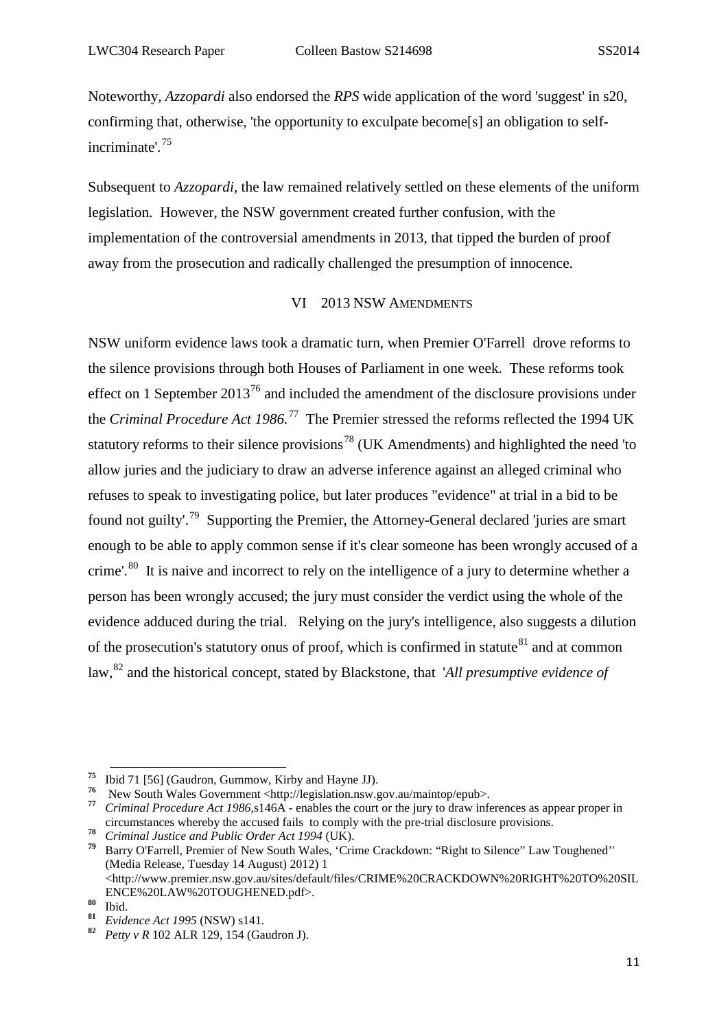Noteworthy, *Azzopardi* also endorsed the *RPS* wide application of the word 'suggest' in s20, confirming that, otherwise, 'the opportunity to exculpate become[s] an obligation to self-incriminate'.[75]

Subsequent to *Azzopardi*, the law remained relatively settled on these elements of the uniform legislation. However, the NSW government created further confusion, with the implementation of the controversial amendments in 2013, that tipped the burden of proof away from the prosecution and radically challenged the presumption of innocence.

## VI 2013 NSW AMENDMENTS

NSW uniform evidence laws took a dramatic turn, when Premier O'Farrell drove reforms to the silence provisions through both Houses of Parliament in one week. These reforms took effect on 1 September 2013[76] and included the amendment of the disclosure provisions under the *Criminal Procedure Act 1986.*[77] The Premier stressed the reforms reflected the 1994 UK statutory reforms to their silence provisions[78] (UK Amendments) and highlighted the need 'to allow juries and the judiciary to draw an adverse inference against an alleged criminal who refuses to speak to investigating police, but later produces "evidence" at trial in a bid to be found not guilty'.[79] Supporting the Premier, the Attorney-General declared 'juries are smart enough to be able to apply common sense if it's clear someone has been wrongly accused of a crime'.[80] It is naive and incorrect to rely on the intelligence of a jury to determine whether a person has been wrongly accused; the jury must consider the verdict using the whole of the evidence adduced during the trial. Relying on the jury's intelligence, also suggests a dilution of the prosecution's statutory onus of proof, which is confirmed in statute[81] and at common law,[82] and the historical concept, stated by Blackstone, that '*All presumptive evidence of*

---

[75] Ibid 71 [56] (Gaudron, Gummow, Kirby and Hayne JJ).

[76] New South Wales Government <http://legislation.nsw.gov.au/maintop/epub>.

[77] *Criminal Procedure Act 1986*,s146A - enables the court or the jury to draw inferences as appear proper in circumstances whereby the accused fails to comply with the pre-trial disclosure provisions.

[78] *Criminal Justice and Public Order Act 1994* (UK).

[79] Barry O'Farrell, Premier of New South Wales, 'Crime Crackdown: "Right to Silence" Law Toughened'' (Media Release, Tuesday 14 August) 2012) 1 <http://www.premier.nsw.gov.au/sites/default/files/CRIME%20CRACKDOWN%20RIGHT%20TO%20SILENCE%20LAW%20TOUGHENED.pdf>.

[80] Ibid.

[81] *Evidence Act 1995* (NSW) s141.

[82] *Petty v R* 102 ALR 129, 154 (Gaudron J).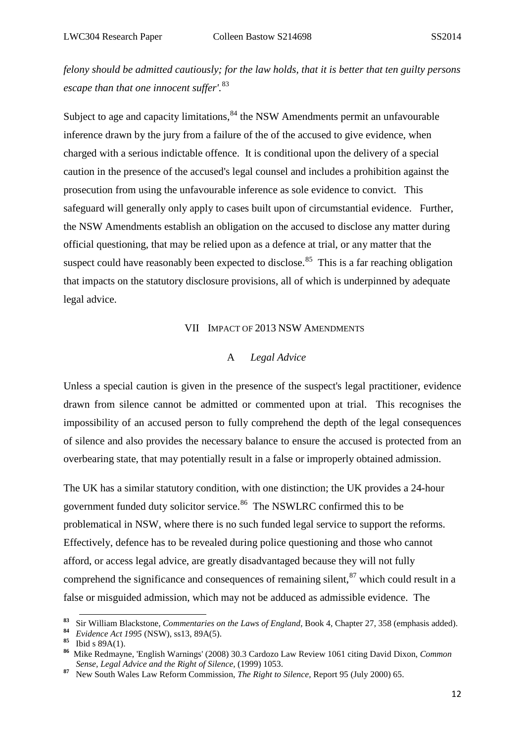*felony should be admitted cautiously; for the law holds, that it is better that ten guilty persons escape than that one innocent suffer'.*[83]

Subject to age and capacity limitations,[84] the NSW Amendments permit an unfavourable inference drawn by the jury from a failure of the of the accused to give evidence, when charged with a serious indictable offence. It is conditional upon the delivery of a special caution in the presence of the accused's legal counsel and includes a prohibition against the prosecution from using the unfavourable inference as sole evidence to convict. This safeguard will generally only apply to cases built upon of circumstantial evidence. Further, the NSW Amendments establish an obligation on the accused to disclose any matter during official questioning, that may be relied upon as a defence at trial, or any matter that the suspect could have reasonably been expected to disclose.[85] This is a far reaching obligation that impacts on the statutory disclosure provisions, all of which is underpinned by adequate legal advice.

## VII Impact of 2013 NSW Amendments

### A *Legal Advice*

Unless a special caution is given in the presence of the suspect's legal practitioner, evidence drawn from silence cannot be admitted or commented upon at trial. This recognises the impossibility of an accused person to fully comprehend the depth of the legal consequences of silence and also provides the necessary balance to ensure the accused is protected from an overbearing state, that may potentially result in a false or improperly obtained admission.

The UK has a similar statutory condition, with one distinction; the UK provides a 24-hour government funded duty solicitor service.[86] The NSWLRC confirmed this to be problematical in NSW, where there is no such funded legal service to support the reforms. Effectively, defence has to be revealed during police questioning and those who cannot afford, or access legal advice, are greatly disadvantaged because they will not fully comprehend the significance and consequences of remaining silent,[87] which could result in a false or misguided admission, which may not be adduced as admissible evidence. The

---

[83] Sir William Blackstone, *Commentaries on the Laws of England*, Book 4, Chapter 27, 358 (emphasis added).

[84] *Evidence Act 1995* (NSW), ss13, 89A(5).

[85] Ibid s 89A(1).

[86] Mike Redmayne, 'English Warnings' (2008) 30.3 Cardozo Law Review 1061 citing David Dixon, *Common Sense, Legal Advice and the Right of Silence*, (1999) 1053.

[87] New South Wales Law Reform Commission, *The Right to Silence*, Report 95 (July 2000) 65.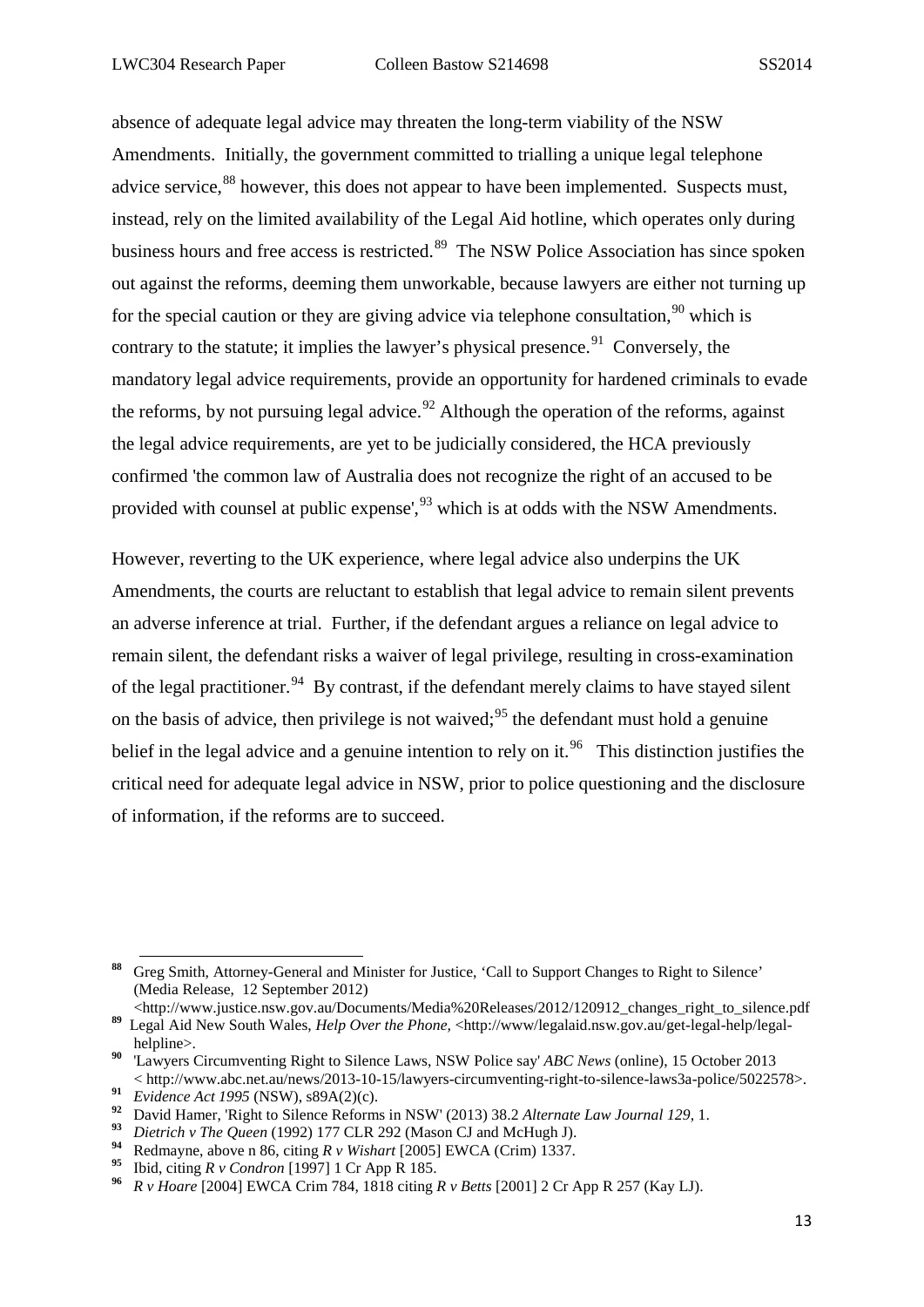absence of adequate legal advice may threaten the long-term viability of the NSW Amendments. Initially, the government committed to trialling a unique legal telephone advice service,[88] however, this does not appear to have been implemented. Suspects must, instead, rely on the limited availability of the Legal Aid hotline, which operates only during business hours and free access is restricted.[89] The NSW Police Association has since spoken out against the reforms, deeming them unworkable, because lawyers are either not turning up for the special caution or they are giving advice via telephone consultation,[90] which is contrary to the statute; it implies the lawyer's physical presence.[91] Conversely, the mandatory legal advice requirements, provide an opportunity for hardened criminals to evade the reforms, by not pursuing legal advice.[92] Although the operation of the reforms, against the legal advice requirements, are yet to be judicially considered, the HCA previously confirmed 'the common law of Australia does not recognize the right of an accused to be provided with counsel at public expense',[93] which is at odds with the NSW Amendments.

However, reverting to the UK experience, where legal advice also underpins the UK Amendments, the courts are reluctant to establish that legal advice to remain silent prevents an adverse inference at trial. Further, if the defendant argues a reliance on legal advice to remain silent, the defendant risks a waiver of legal privilege, resulting in cross-examination of the legal practitioner.[94] By contrast, if the defendant merely claims to have stayed silent on the basis of advice, then privilege is not waived;[95] the defendant must hold a genuine belief in the legal advice and a genuine intention to rely on it.[96] This distinction justifies the critical need for adequate legal advice in NSW, prior to police questioning and the disclosure of information, if the reforms are to succeed.

---

[88] Greg Smith, Attorney-General and Minister for Justice, 'Call to Support Changes to Right to Silence' (Media Release, 12 September 2012) <http://www.justice.nsw.gov.au/Documents/Media%20Releases/2012/120912_changes_right_to_silence.pdf

[89] Legal Aid New South Wales, *Help Over the Phone*, <http://www/legalaid.nsw.gov.au/get-legal-help/legal-helpline>.

[90] 'Lawyers Circumventing Right to Silence Laws, NSW Police say' *ABC News* (online), 15 October 2013 < http://www.abc.net.au/news/2013-10-15/lawyers-circumventing-right-to-silence-laws3a-police/5022578>.

[91] *Evidence Act 1995* (NSW), s89A(2)(c).

[92] David Hamer, 'Right to Silence Reforms in NSW' (2013) 38.2 *Alternate Law Journal 129*, 1.

[93] *Dietrich v The Queen* (1992) 177 CLR 292 (Mason CJ and McHugh J).

[94] Redmayne, above n 86, citing *R v Wishart* [2005] EWCA (Crim) 1337.

[95] Ibid, citing *R v Condron* [1997] 1 Cr App R 185.

[96] *R v Hoare* [2004] EWCA Crim 784, 1818 citing *R v Betts* [2001] 2 Cr App R 257 (Kay LJ).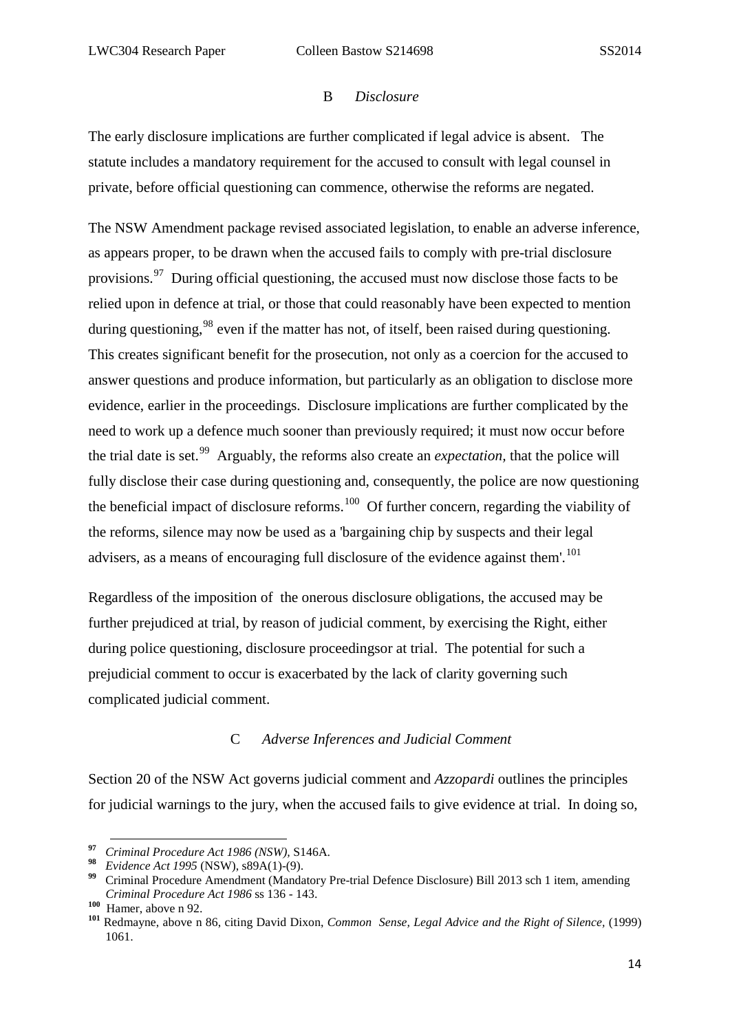### B *Disclosure*

The early disclosure implications are further complicated if legal advice is absent. The statute includes a mandatory requirement for the accused to consult with legal counsel in private, before official questioning can commence, otherwise the reforms are negated.

The NSW Amendment package revised associated legislation, to enable an adverse inference, as appears proper, to be drawn when the accused fails to comply with pre-trial disclosure provisions.[97] During official questioning, the accused must now disclose those facts to be relied upon in defence at trial, or those that could reasonably have been expected to mention during questioning,[98] even if the matter has not, of itself, been raised during questioning. This creates significant benefit for the prosecution, not only as a coercion for the accused to answer questions and produce information, but particularly as an obligation to disclose more evidence, earlier in the proceedings. Disclosure implications are further complicated by the need to work up a defence much sooner than previously required; it must now occur before the trial date is set.[99] Arguably, the reforms also create an *expectation*, that the police will fully disclose their case during questioning and, consequently, the police are now questioning the beneficial impact of disclosure reforms.[100] Of further concern, regarding the viability of the reforms, silence may now be used as a 'bargaining chip by suspects and their legal advisers, as a means of encouraging full disclosure of the evidence against them'.[101]

Regardless of the imposition of the onerous disclosure obligations, the accused may be further prejudiced at trial, by reason of judicial comment, by exercising the Right, either during police questioning, disclosure proceedingsor at trial. The potential for such a prejudicial comment to occur is exacerbated by the lack of clarity governing such complicated judicial comment.

### C *Adverse Inferences and Judicial Comment*

Section 20 of the NSW Act governs judicial comment and *Azzopardi* outlines the principles for judicial warnings to the jury, when the accused fails to give evidence at trial. In doing so,

---

[97] *Criminal Procedure Act 1986 (NSW)*, S146A.

[98] *Evidence Act 1995* (NSW), s89A(1)-(9).

[99] Criminal Procedure Amendment (Mandatory Pre-trial Defence Disclosure) Bill 2013 sch 1 item, amending *Criminal Procedure Act 1986* ss 136 - 143.

[100] Hamer, above n 92.

[101] Redmayne, above n 86, citing David Dixon, *Common Sense, Legal Advice and the Right of Silence,* (1999) 1061.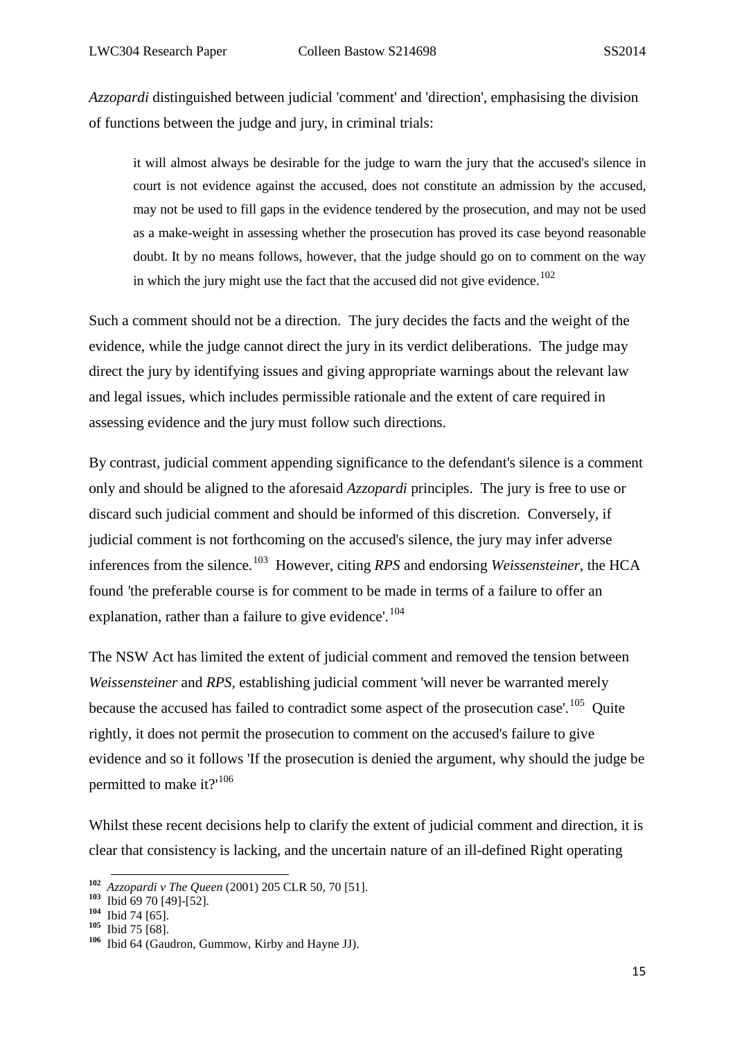*Azzopardi* distinguished between judicial 'comment' and 'direction', emphasising the division of functions between the judge and jury, in criminal trials:

> it will almost always be desirable for the judge to warn the jury that the accused's silence in court is not evidence against the accused, does not constitute an admission by the accused, may not be used to fill gaps in the evidence tendered by the prosecution, and may not be used as a make-weight in assessing whether the prosecution has proved its case beyond reasonable doubt. It by no means follows, however, that the judge should go on to comment on the way in which the jury might use the fact that the accused did not give evidence.[102]

Such a comment should not be a direction. The jury decides the facts and the weight of the evidence, while the judge cannot direct the jury in its verdict deliberations. The judge may direct the jury by identifying issues and giving appropriate warnings about the relevant law and legal issues, which includes permissible rationale and the extent of care required in assessing evidence and the jury must follow such directions.

By contrast, judicial comment appending significance to the defendant's silence is a comment only and should be aligned to the aforesaid *Azzopardi* principles. The jury is free to use or discard such judicial comment and should be informed of this discretion. Conversely, if judicial comment is not forthcoming on the accused's silence, the jury may infer adverse inferences from the silence.[103] However, citing *RPS* and endorsing *Weissensteiner*, the HCA found 'the preferable course is for comment to be made in terms of a failure to offer an explanation, rather than a failure to give evidence'.[104]

The NSW Act has limited the extent of judicial comment and removed the tension between *Weissensteiner* and *RPS*, establishing judicial comment 'will never be warranted merely because the accused has failed to contradict some aspect of the prosecution case'.[105] Quite rightly, it does not permit the prosecution to comment on the accused's failure to give evidence and so it follows 'If the prosecution is denied the argument, why should the judge be permitted to make it?'[106]

Whilst these recent decisions help to clarify the extent of judicial comment and direction, it is clear that consistency is lacking, and the uncertain nature of an ill-defined Right operating

---

[102] *Azzopardi v The Queen* (2001) 205 CLR 50, 70 [51].

[103] Ibid 69 70 [49]-[52].

[104] Ibid 74 [65].

[105] Ibid 75 [68].

[106] Ibid 64 (Gaudron, Gummow, Kirby and Hayne JJ).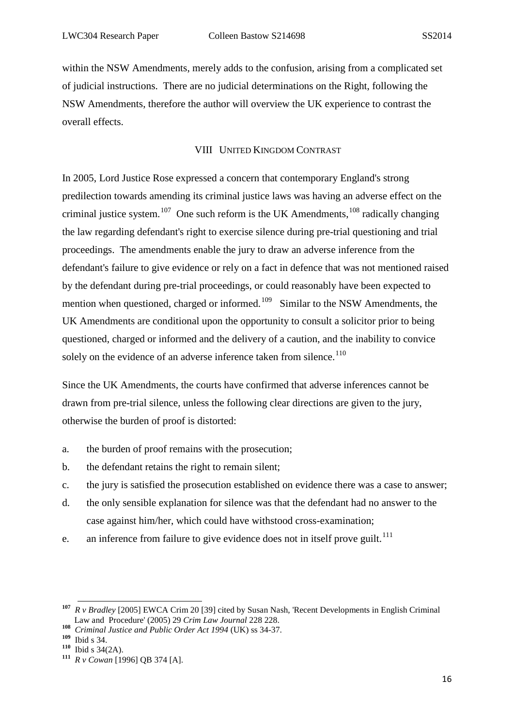within the NSW Amendments, merely adds to the confusion, arising from a complicated set of judicial instructions. There are no judicial determinations on the Right, following the NSW Amendments, therefore the author will overview the UK experience to contrast the overall effects.

## VIII United Kingdom Contrast

In 2005, Lord Justice Rose expressed a concern that contemporary England's strong predilection towards amending its criminal justice laws was having an adverse effect on the criminal justice system.[107] One such reform is the UK Amendments,[108] radically changing the law regarding defendant's right to exercise silence during pre-trial questioning and trial proceedings. The amendments enable the jury to draw an adverse inference from the defendant's failure to give evidence or rely on a fact in defence that was not mentioned raised by the defendant during pre-trial proceedings, or could reasonably have been expected to mention when questioned, charged or informed.[109] Similar to the NSW Amendments, the UK Amendments are conditional upon the opportunity to consult a solicitor prior to being questioned, charged or informed and the delivery of a caution, and the inability to convice solely on the evidence of an adverse inference taken from silence.[110]

Since the UK Amendments, the courts have confirmed that adverse inferences cannot be drawn from pre-trial silence, unless the following clear directions are given to the jury, otherwise the burden of proof is distorted:

a. the burden of proof remains with the prosecution;
b. the defendant retains the right to remain silent;
c. the jury is satisfied the prosecution established on evidence there was a case to answer;
d. the only sensible explanation for silence was that the defendant had no answer to the case against him/her, which could have withstood cross-examination;
e. an inference from failure to give evidence does not in itself prove guilt.[111]

---

[107] *R v Bradley* [2005] EWCA Crim 20 [39] cited by Susan Nash, 'Recent Developments in English Criminal Law and Procedure' (2005) 29 *Crim Law Journal* 228 228.
[108] *Criminal Justice and Public Order Act 1994* (UK) ss 34-37.
[109] Ibid s 34.
[110] Ibid s 34(2A).
[111] *R v Cowan* [1996] QB 374 [A].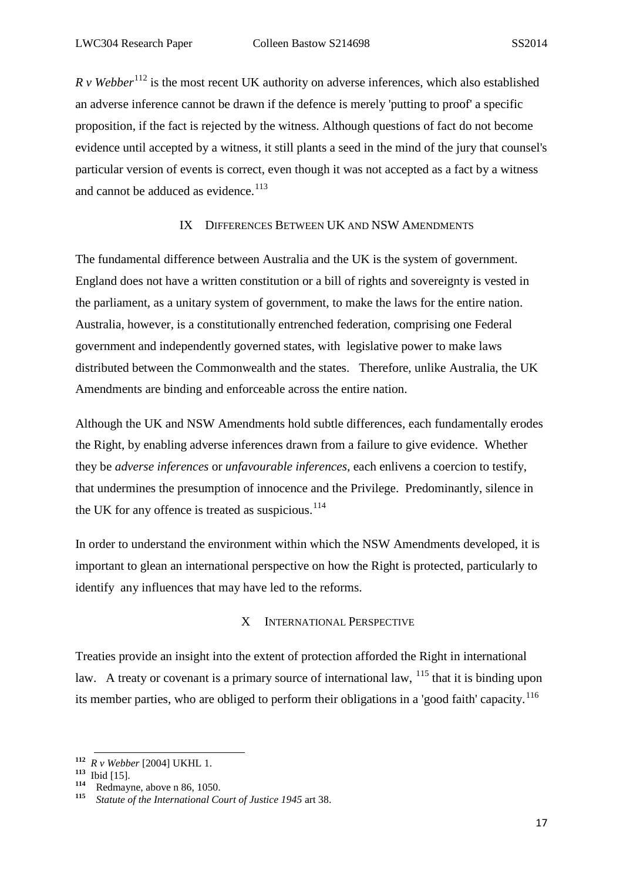*R v Webber*[112] is the most recent UK authority on adverse inferences, which also established an adverse inference cannot be drawn if the defence is merely 'putting to proof' a specific proposition, if the fact is rejected by the witness. Although questions of fact do not become evidence until accepted by a witness, it still plants a seed in the mind of the jury that counsel's particular version of events is correct, even though it was not accepted as a fact by a witness and cannot be adduced as evidence.[113]

## IX Differences Between UK and NSW Amendments

The fundamental difference between Australia and the UK is the system of government. England does not have a written constitution or a bill of rights and sovereignty is vested in the parliament, as a unitary system of government, to make the laws for the entire nation. Australia, however, is a constitutionally entrenched federation, comprising one Federal government and independently governed states, with legislative power to make laws distributed between the Commonwealth and the states. Therefore, unlike Australia, the UK Amendments are binding and enforceable across the entire nation.

Although the UK and NSW Amendments hold subtle differences, each fundamentally erodes the Right, by enabling adverse inferences drawn from a failure to give evidence. Whether they be *adverse inferences* or *unfavourable inferences*, each enlivens a coercion to testify, that undermines the presumption of innocence and the Privilege. Predominantly, silence in the UK for any offence is treated as suspicious.[114]

In order to understand the environment within which the NSW Amendments developed, it is important to glean an international perspective on how the Right is protected, particularly to identify any influences that may have led to the reforms.

## X International Perspective

Treaties provide an insight into the extent of protection afforded the Right in international law. A treaty or covenant is a primary source of international law, [115] that it is binding upon its member parties, who are obliged to perform their obligations in a 'good faith' capacity.[116]

---

[112] *R v Webber* [2004] UKHL 1.

[113] Ibid [15].

[114] Redmayne, above n 86, 1050.

[115] *Statute of the International Court of Justice 1945* art 38.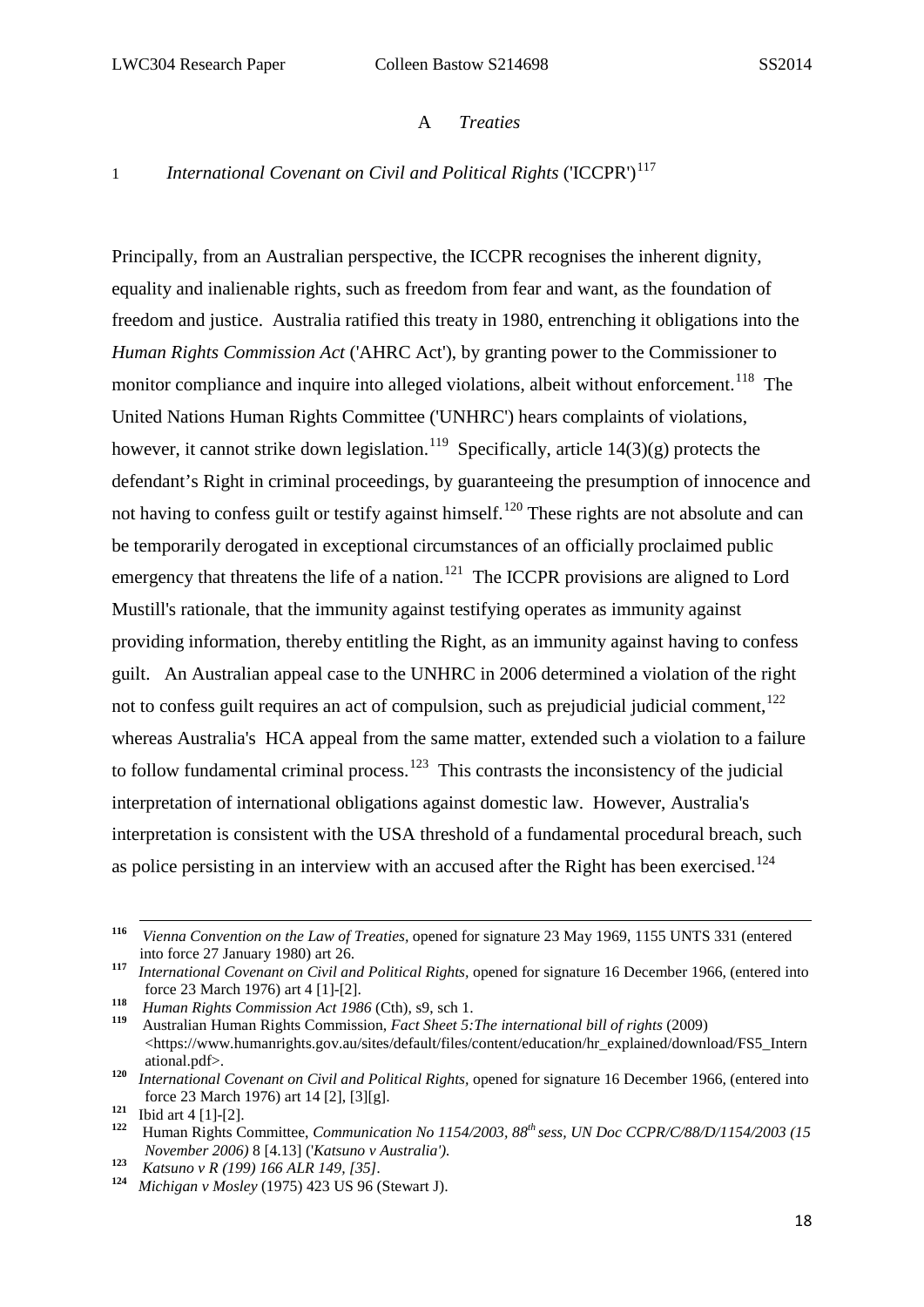## A *Treaties*

### 1 *International Covenant on Civil and Political Rights* ('ICCPR')[117]

Principally, from an Australian perspective, the ICCPR recognises the inherent dignity, equality and inalienable rights, such as freedom from fear and want, as the foundation of freedom and justice. Australia ratified this treaty in 1980, entrenching it obligations into the *Human Rights Commission Act* ('AHRC Act'), by granting power to the Commissioner to monitor compliance and inquire into alleged violations, albeit without enforcement.[118] The United Nations Human Rights Committee ('UNHRC') hears complaints of violations, however, it cannot strike down legislation.[119] Specifically, article 14(3)(g) protects the defendant's Right in criminal proceedings, by guaranteeing the presumption of innocence and not having to confess guilt or testify against himself.[120] These rights are not absolute and can be temporarily derogated in exceptional circumstances of an officially proclaimed public emergency that threatens the life of a nation.[121] The ICCPR provisions are aligned to Lord Mustill's rationale, that the immunity against testifying operates as immunity against providing information, thereby entitling the Right, as an immunity against having to confess guilt. An Australian appeal case to the UNHRC in 2006 determined a violation of the right not to confess guilt requires an act of compulsion, such as prejudicial judicial comment,[122] whereas Australia's HCA appeal from the same matter, extended such a violation to a failure to follow fundamental criminal process.[123] This contrasts the inconsistency of the judicial interpretation of international obligations against domestic law. However, Australia's interpretation is consistent with the USA threshold of a fundamental procedural breach, such as police persisting in an interview with an accused after the Right has been exercised.[124]

---

[116] *Vienna Convention on the Law of Treaties*, opened for signature 23 May 1969, 1155 UNTS 331 (entered into force 27 January 1980) art 26.

[117] *International Covenant on Civil and Political Rights*, opened for signature 16 December 1966, (entered into force 23 March 1976) art 4 [1]-[2].

[118] *Human Rights Commission Act 1986* (Cth), s9, sch 1.

[119] Australian Human Rights Commission, *Fact Sheet 5:The international bill of rights* (2009) <https://www.humanrights.gov.au/sites/default/files/content/education/hr_explained/download/FS5_International.pdf>.

[120] *International Covenant on Civil and Political Rights*, opened for signature 16 December 1966, (entered into force 23 March 1976) art 14 [2], [3][g].

[121] Ibid art 4 [1]-[2].

[122] Human Rights Committee, *Communication No 1154/2003, 88th sess, UN Doc CCPR/C/88/D/1154/2003 (15 November 2006)* 8 [4.13] ('*Katsuno v Australia*').

[123] *Katsuno v R (199) 166 ALR 149, [35].*

[124] *Michigan v Mosley* (1975) 423 US 96 (Stewart J).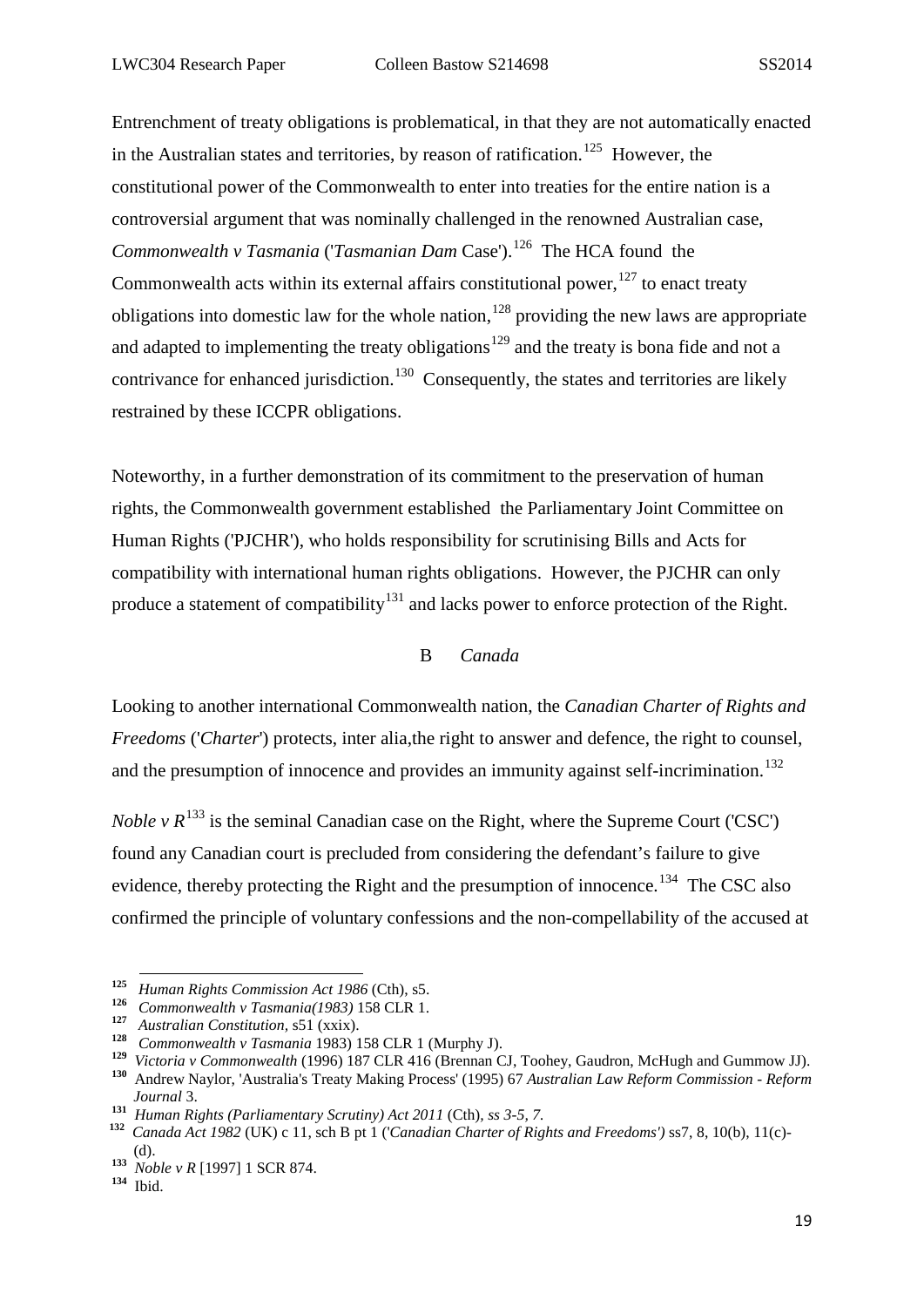Entrenchment of treaty obligations is problematical, in that they are not automatically enacted in the Australian states and territories, by reason of ratification.[125] However, the constitutional power of the Commonwealth to enter into treaties for the entire nation is a controversial argument that was nominally challenged in the renowned Australian case, *Commonwealth v Tasmania* ('*Tasmanian Dam* Case').[126] The HCA found the Commonwealth acts within its external affairs constitutional power,[127] to enact treaty obligations into domestic law for the whole nation,[128] providing the new laws are appropriate and adapted to implementing the treaty obligations[129] and the treaty is bona fide and not a contrivance for enhanced jurisdiction.[130] Consequently, the states and territories are likely restrained by these ICCPR obligations.

Noteworthy, in a further demonstration of its commitment to the preservation of human rights, the Commonwealth government established the Parliamentary Joint Committee on Human Rights ('PJCHR'), who holds responsibility for scrutinising Bills and Acts for compatibility with international human rights obligations. However, the PJCHR can only produce a statement of compatibility[131] and lacks power to enforce protection of the Right.

### B *Canada*

Looking to another international Commonwealth nation, the *Canadian Charter of Rights and Freedoms* ('*Charter*') protects, inter alia,the right to answer and defence, the right to counsel, and the presumption of innocence and provides an immunity against self-incrimination.[132]

*Noble v R*[133] is the seminal Canadian case on the Right, where the Supreme Court ('CSC') found any Canadian court is precluded from considering the defendant's failure to give evidence, thereby protecting the Right and the presumption of innocence.[134] The CSC also confirmed the principle of voluntary confessions and the non-compellability of the accused at

---

[125] *Human Rights Commission Act 1986* (Cth), s5.

[126] *Commonwealth v Tasmania(1983)* 158 CLR 1.

[127] *Australian Constitution,* s51 (xxix).

[128] *Commonwealth v Tasmania* 1983) 158 CLR 1 (Murphy J).

[129] *Victoria v Commonwealth* (1996) 187 CLR 416 (Brennan CJ, Toohey, Gaudron, McHugh and Gummow JJ).

[130] Andrew Naylor, 'Australia's Treaty Making Process' (1995) 67 *Australian Law Reform Commission - Reform Journal* 3.

[131] *Human Rights (Parliamentary Scrutiny) Act 2011* (Cth), *ss 3-5, 7.*

[132] *Canada Act 1982* (UK) c 11, sch B pt 1 ('*Canadian Charter of Rights and Freedoms')* ss7, 8, 10(b), 11(c)-(d).

[133] *Noble v R* [1997] 1 SCR 874.

[134] Ibid.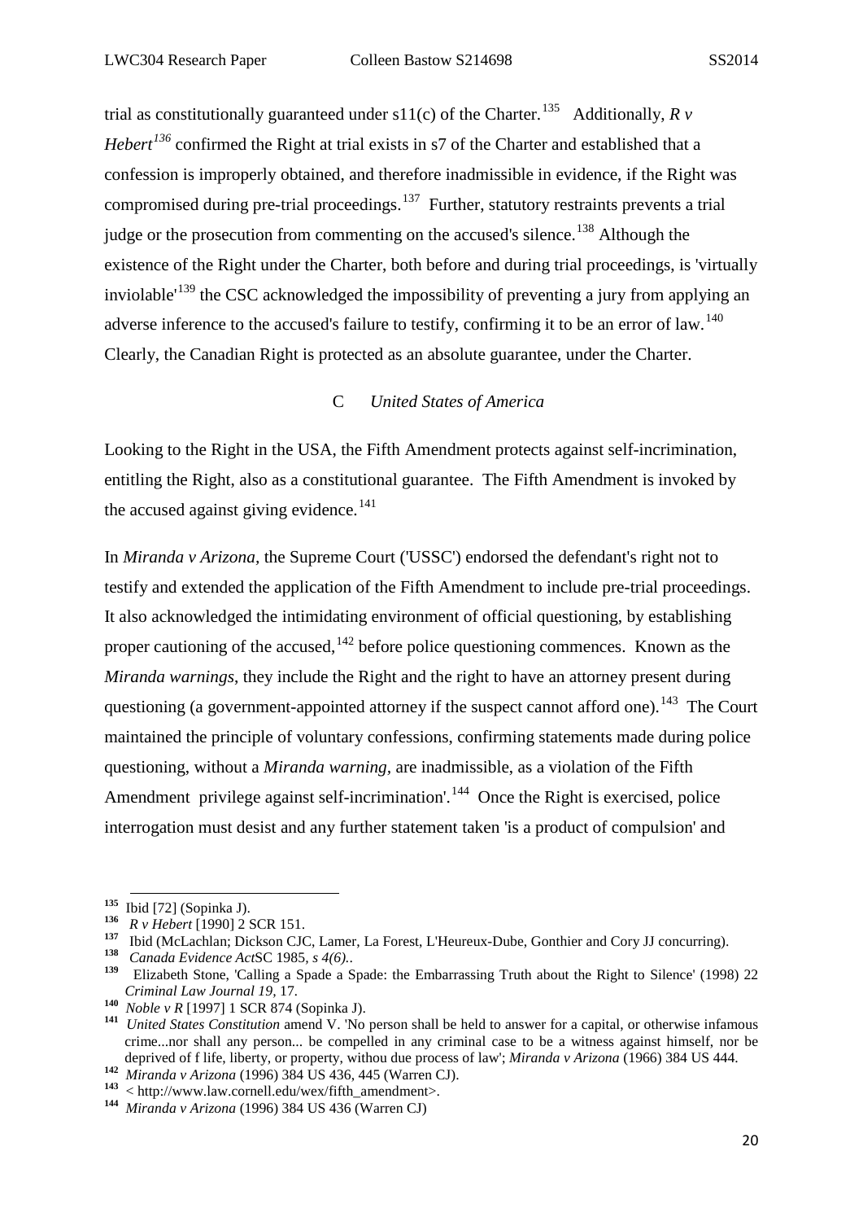trial as constitutionally guaranteed under s11(c) of the Charter.[135] Additionally, *R v Hebert*[136] confirmed the Right at trial exists in s7 of the Charter and established that a confession is improperly obtained, and therefore inadmissible in evidence, if the Right was compromised during pre-trial proceedings.[137] Further, statutory restraints prevents a trial judge or the prosecution from commenting on the accused's silence.[138] Although the existence of the Right under the Charter, both before and during trial proceedings, is 'virtually inviolable'[139] the CSC acknowledged the impossibility of preventing a jury from applying an adverse inference to the accused's failure to testify, confirming it to be an error of law.[140] Clearly, the Canadian Right is protected as an absolute guarantee, under the Charter.

### C *United States of America*

Looking to the Right in the USA, the Fifth Amendment protects against self-incrimination, entitling the Right, also as a constitutional guarantee. The Fifth Amendment is invoked by the accused against giving evidence.[141]

In *Miranda v Arizona*, the Supreme Court ('USSC') endorsed the defendant's right not to testify and extended the application of the Fifth Amendment to include pre-trial proceedings. It also acknowledged the intimidating environment of official questioning, by establishing proper cautioning of the accused,[142] before police questioning commences. Known as the *Miranda warnings*, they include the Right and the right to have an attorney present during questioning (a government-appointed attorney if the suspect cannot afford one).[143] The Court maintained the principle of voluntary confessions, confirming statements made during police questioning, without a *Miranda warning*, are inadmissible, as a violation of the Fifth Amendment privilege against self-incrimination'.[144] Once the Right is exercised, police interrogation must desist and any further statement taken 'is a product of compulsion' and

---

[135] Ibid [72] (Sopinka J).

[136] *R v Hebert* [1990] 2 SCR 151.

[137] Ibid (McLachlan; Dickson CJC, Lamer, La Forest, L'Heureux-Dube, Gonthier and Cory JJ concurring).

[138] *Canada Evidence Act*SC 1985, *s 4(6)..*

[139] Elizabeth Stone, 'Calling a Spade a Spade: the Embarrassing Truth about the Right to Silence' (1998) 22 *Criminal Law Journal 19*, 17.

[140] *Noble v R* [1997] 1 SCR 874 (Sopinka J).

[141] *United States Constitution* amend V. 'No person shall be held to answer for a capital, or otherwise infamous crime...nor shall any person... be compelled in any criminal case to be a witness against himself, nor be deprived of f life, liberty, or property, withou due process of law'; *Miranda v Arizona* (1966) 384 US 444.

[142] *Miranda v Arizona* (1996) 384 US 436, 445 (Warren CJ).

[143] < http://www.law.cornell.edu/wex/fifth_amendment>.

[144] *Miranda v Arizona* (1996) 384 US 436 (Warren CJ)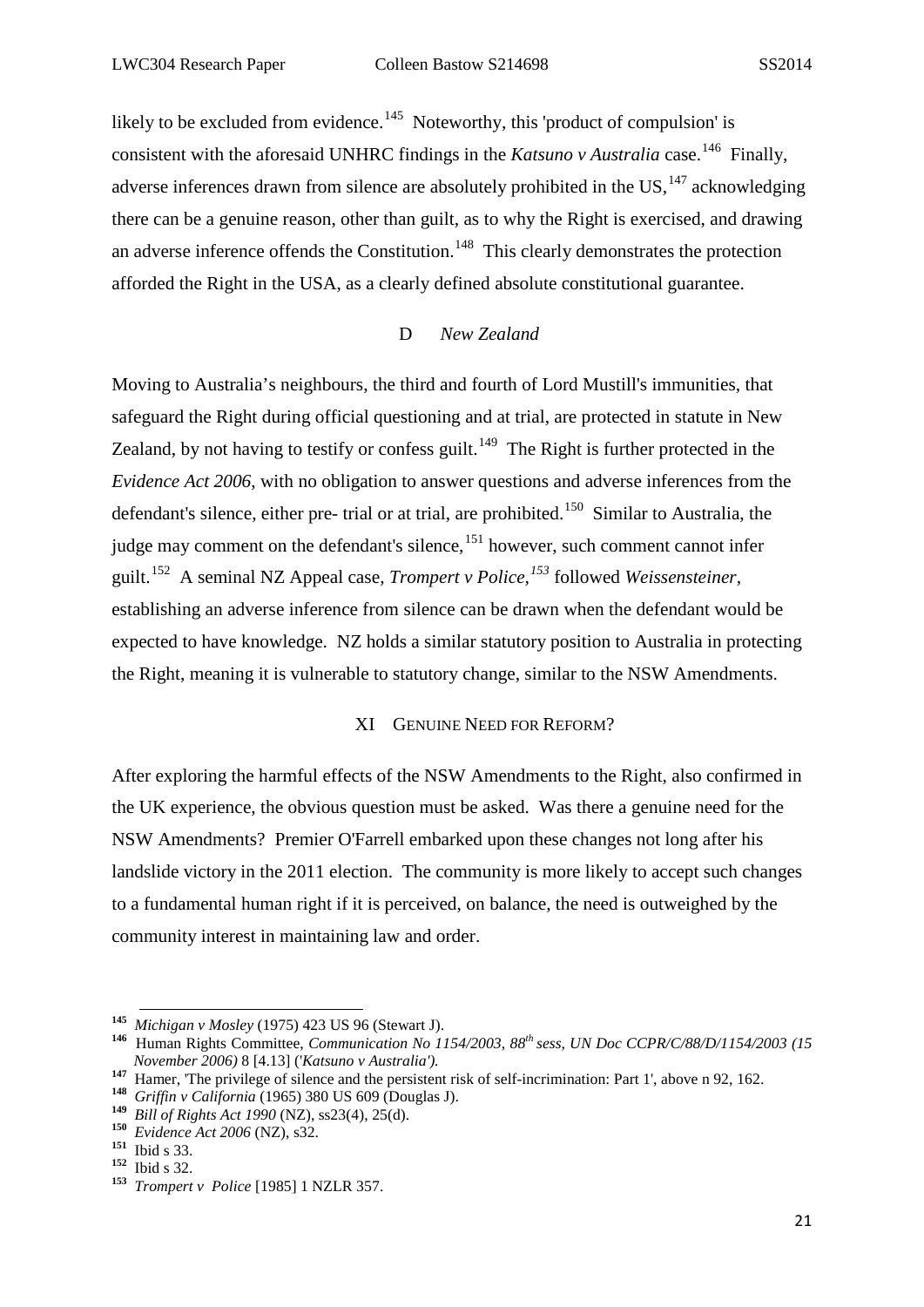likely to be excluded from evidence.[145] Noteworthy, this 'product of compulsion' is consistent with the aforesaid UNHRC findings in the *Katsuno v Australia* case.[146] Finally, adverse inferences drawn from silence are absolutely prohibited in the US,[147] acknowledging there can be a genuine reason, other than guilt, as to why the Right is exercised, and drawing an adverse inference offends the Constitution.[148] This clearly demonstrates the protection afforded the Right in the USA, as a clearly defined absolute constitutional guarantee.

### D *New Zealand*

Moving to Australia's neighbours, the third and fourth of Lord Mustill's immunities, that safeguard the Right during official questioning and at trial, are protected in statute in New Zealand, by not having to testify or confess guilt.[149] The Right is further protected in the *Evidence Act 2006*, with no obligation to answer questions and adverse inferences from the defendant's silence, either pre- trial or at trial, are prohibited.[150] Similar to Australia, the judge may comment on the defendant's silence,[151] however, such comment cannot infer guilt.[152] A seminal NZ Appeal case, *Trompert v Police*,[153] followed *Weissensteiner*, establishing an adverse inference from silence can be drawn when the defendant would be expected to have knowledge. NZ holds a similar statutory position to Australia in protecting the Right, meaning it is vulnerable to statutory change, similar to the NSW Amendments.

## XI GENUINE NEED FOR REFORM?

After exploring the harmful effects of the NSW Amendments to the Right, also confirmed in the UK experience, the obvious question must be asked. Was there a genuine need for the NSW Amendments? Premier O'Farrell embarked upon these changes not long after his landslide victory in the 2011 election. The community is more likely to accept such changes to a fundamental human right if it is perceived, on balance, the need is outweighed by the community interest in maintaining law and order.

---

[145] *Michigan v Mosley* (1975) 423 US 96 (Stewart J).

[146] Human Rights Committee, *Communication No 1154/2003, 88th sess, UN Doc CCPR/C/88/D/1154/2003 (15 November 2006)* 8 [4.13] ('*Katsuno v Australia*').

[147] Hamer, 'The privilege of silence and the persistent risk of self-incrimination: Part 1', above n 92, 162.

[148] *Griffin v California* (1965) 380 US 609 (Douglas J).

[149] *Bill of Rights Act 1990* (NZ), ss23(4), 25(d).

[150] *Evidence Act 2006* (NZ), s32.

[151] Ibid s 33.

[152] Ibid s 32.

[153] *Trompert v Police* [1985] 1 NZLR 357.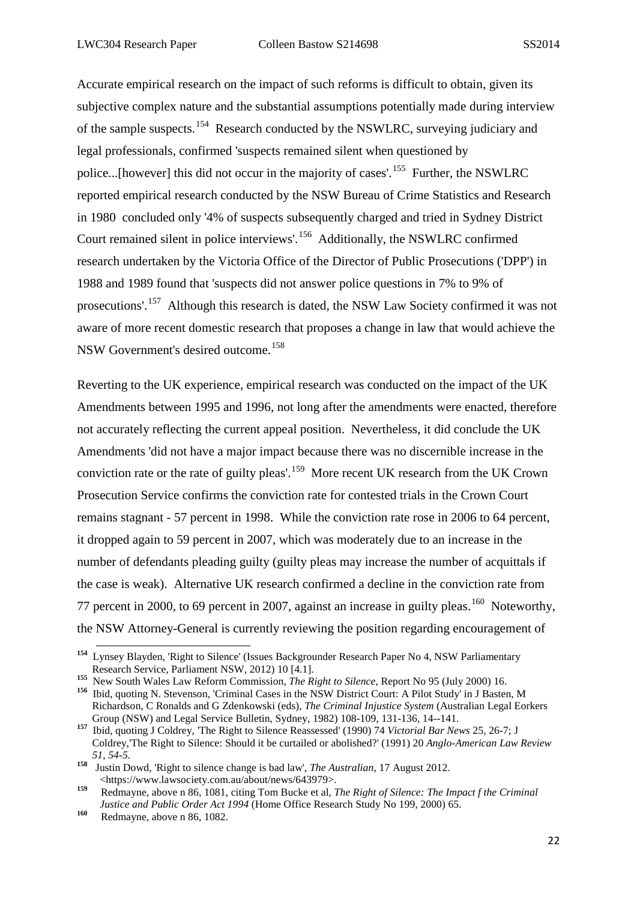Accurate empirical research on the impact of such reforms is difficult to obtain, given its subjective complex nature and the substantial assumptions potentially made during interview of the sample suspects.[154] Research conducted by the NSWLRC, surveying judiciary and legal professionals, confirmed 'suspects remained silent when questioned by police...[however] this did not occur in the majority of cases'.[155] Further, the NSWLRC reported empirical research conducted by the NSW Bureau of Crime Statistics and Research in 1980 concluded only '4% of suspects subsequently charged and tried in Sydney District Court remained silent in police interviews'.[156] Additionally, the NSWLRC confirmed research undertaken by the Victoria Office of the Director of Public Prosecutions ('DPP') in 1988 and 1989 found that 'suspects did not answer police questions in 7% to 9% of prosecutions'.[157] Although this research is dated, the NSW Law Society confirmed it was not aware of more recent domestic research that proposes a change in law that would achieve the NSW Government's desired outcome.[158]

Reverting to the UK experience, empirical research was conducted on the impact of the UK Amendments between 1995 and 1996, not long after the amendments were enacted, therefore not accurately reflecting the current appeal position. Nevertheless, it did conclude the UK Amendments 'did not have a major impact because there was no discernible increase in the conviction rate or the rate of guilty pleas'.[159] More recent UK research from the UK Crown Prosecution Service confirms the conviction rate for contested trials in the Crown Court remains stagnant - 57 percent in 1998. While the conviction rate rose in 2006 to 64 percent, it dropped again to 59 percent in 2007, which was moderately due to an increase in the number of defendants pleading guilty (guilty pleas may increase the number of acquittals if the case is weak). Alternative UK research confirmed a decline in the conviction rate from 77 percent in 2000, to 69 percent in 2007, against an increase in guilty pleas.[160] Noteworthy, the NSW Attorney-General is currently reviewing the position regarding encouragement of

---

[154] Lynsey Blayden, 'Right to Silence' (Issues Backgrounder Research Paper No 4, NSW Parliamentary Research Service, Parliament NSW, 2012) 10 [4.1].

[155] New South Wales Law Reform Commission, *The Right to Silence,* Report No 95 (July 2000) 16.

[156] Ibid, quoting N. Stevenson, 'Criminal Cases in the NSW District Court: A Pilot Study' in J Basten, M Richardson, C Ronalds and G Zdenkowski (eds), *The Criminal Injustice System* (Australian Legal Eorkers Group (NSW) and Legal Service Bulletin, Sydney, 1982) 108-109, 131-136, 14--141.

[157] Ibid, quoting J Coldrey, 'The Right to Silence Reassessed' (1990) 74 *Victorial Bar News* 25, 26-7; J Coldrey,'The Right to Silence: Should it be curtailed or abolished?' (1991) 20 *Anglo-American Law Review 51, 54-5.*

[158] Justin Dowd, 'Right to silence change is bad law', *The Australian*, 17 August 2012. <https://www.lawsociety.com.au/about/news/643979>.

[159] Redmayne, above n 86, 1081, citing Tom Bucke et al, *The Right of Silence: The Impact f the Criminal Justice and Public Order Act 1994* (Home Office Research Study No 199, 2000) 65.

[160] Redmayne, above n 86, 1082.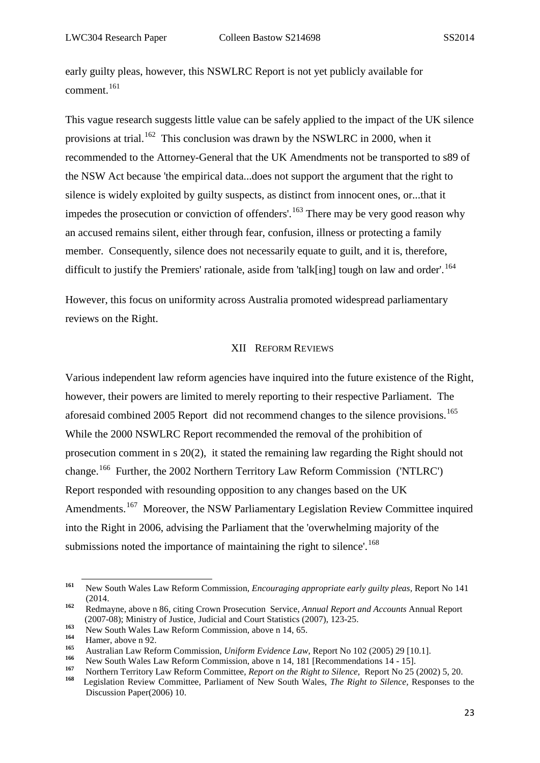early guilty pleas, however, this NSWLRC Report is not yet publicly available for comment.[161]

This vague research suggests little value can be safely applied to the impact of the UK silence provisions at trial.[162] This conclusion was drawn by the NSWLRC in 2000, when it recommended to the Attorney-General that the UK Amendments not be transported to s89 of the NSW Act because 'the empirical data...does not support the argument that the right to silence is widely exploited by guilty suspects, as distinct from innocent ones, or...that it impedes the prosecution or conviction of offenders'.[163] There may be very good reason why an accused remains silent, either through fear, confusion, illness or protecting a family member. Consequently, silence does not necessarily equate to guilt, and it is, therefore, difficult to justify the Premiers' rationale, aside from 'talk[ing] tough on law and order'.[164]

However, this focus on uniformity across Australia promoted widespread parliamentary reviews on the Right.

## XII Reform Reviews

Various independent law reform agencies have inquired into the future existence of the Right, however, their powers are limited to merely reporting to their respective Parliament. The aforesaid combined 2005 Report did not recommend changes to the silence provisions.[165] While the 2000 NSWLRC Report recommended the removal of the prohibition of prosecution comment in s 20(2), it stated the remaining law regarding the Right should not change.[166] Further, the 2002 Northern Territory Law Reform Commission ('NTLRC') Report responded with resounding opposition to any changes based on the UK Amendments.[167] Moreover, the NSW Parliamentary Legislation Review Committee inquired into the Right in 2006, advising the Parliament that the 'overwhelming majority of the submissions noted the importance of maintaining the right to silence'.[168]

---

[161] New South Wales Law Reform Commission, *Encouraging appropriate early guilty pleas*, Report No 141 (2014.

[162] Redmayne, above n 86, citing Crown Prosecution Service, *Annual Report and Accounts* Annual Report (2007-08); Ministry of Justice, Judicial and Court Statistics (2007), 123-25.

[163] New South Wales Law Reform Commission, above n 14, 65.

[164] Hamer, above n 92.

[165] Australian Law Reform Commission, *Uniform Evidence Law*, Report No 102 (2005) 29 [10.1].

[166] New South Wales Law Reform Commission, above n 14, 181 [Recommendations 14 - 15].

[167] Northern Territory Law Reform Committee, *Report on the Right to Silence,* Report No 25 (2002) 5, 20.

[168] Legislation Review Committee, Parliament of New South Wales, *The Right to Silence*, Responses to the Discussion Paper(2006) 10.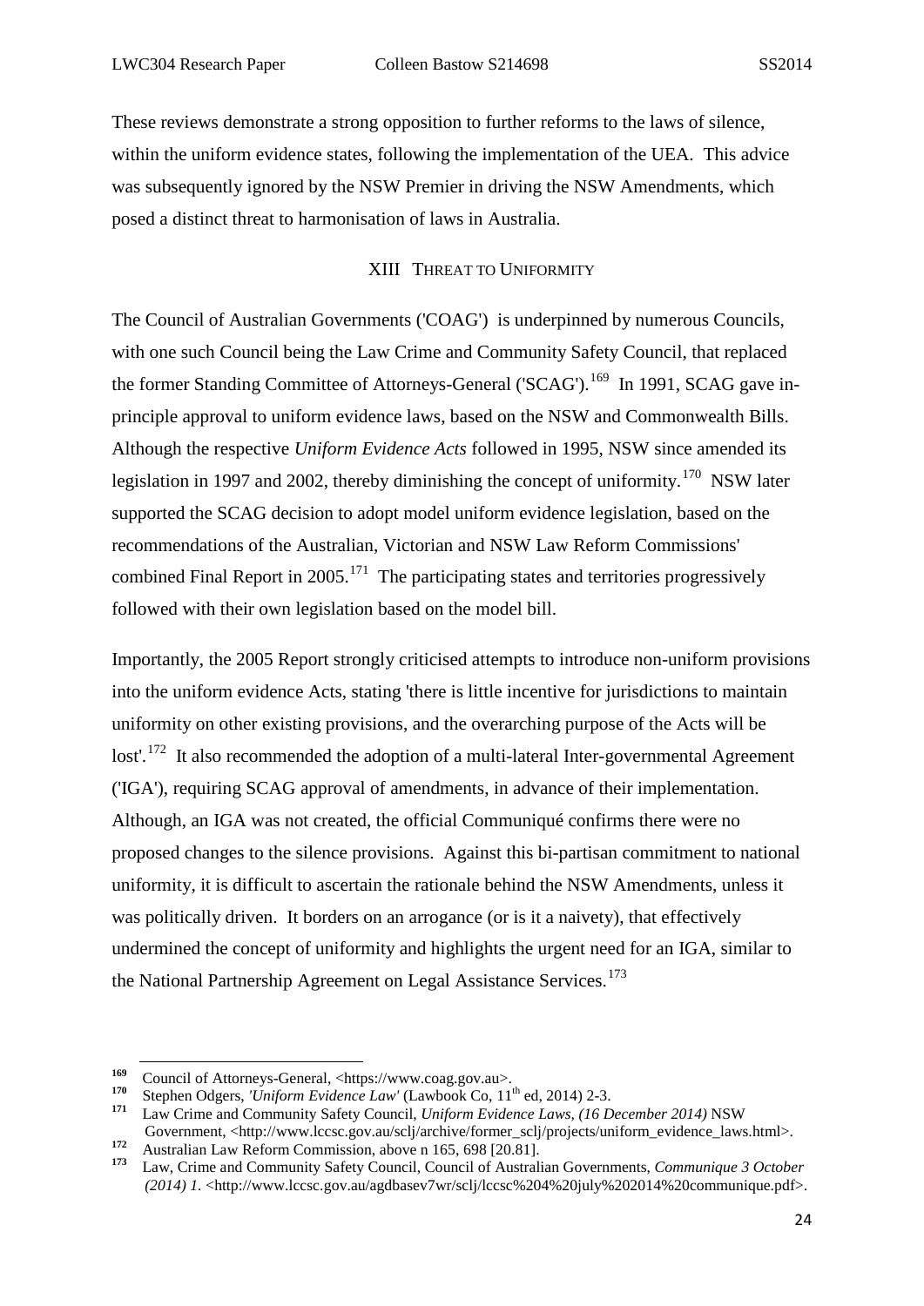These reviews demonstrate a strong opposition to further reforms to the laws of silence, within the uniform evidence states, following the implementation of the UEA. This advice was subsequently ignored by the NSW Premier in driving the NSW Amendments, which posed a distinct threat to harmonisation of laws in Australia.

## XIII THREAT TO UNIFORMITY

The Council of Australian Governments ('COAG') is underpinned by numerous Councils, with one such Council being the Law Crime and Community Safety Council, that replaced the former Standing Committee of Attorneys-General ('SCAG').[169] In 1991, SCAG gave in-principle approval to uniform evidence laws, based on the NSW and Commonwealth Bills. Although the respective *Uniform Evidence Acts* followed in 1995, NSW since amended its legislation in 1997 and 2002, thereby diminishing the concept of uniformity.[170] NSW later supported the SCAG decision to adopt model uniform evidence legislation, based on the recommendations of the Australian, Victorian and NSW Law Reform Commissions' combined Final Report in 2005.[171] The participating states and territories progressively followed with their own legislation based on the model bill.

Importantly, the 2005 Report strongly criticised attempts to introduce non-uniform provisions into the uniform evidence Acts, stating 'there is little incentive for jurisdictions to maintain uniformity on other existing provisions, and the overarching purpose of the Acts will be lost'.[172] It also recommended the adoption of a multi-lateral Inter-governmental Agreement ('IGA'), requiring SCAG approval of amendments, in advance of their implementation. Although, an IGA was not created, the official Communiqué confirms there were no proposed changes to the silence provisions. Against this bi-partisan commitment to national uniformity, it is difficult to ascertain the rationale behind the NSW Amendments, unless it was politically driven. It borders on an arrogance (or is it a naivety), that effectively undermined the concept of uniformity and highlights the urgent need for an IGA, similar to the National Partnership Agreement on Legal Assistance Services.[173]

---

[169] Council of Attorneys-General, <https://www.coag.gov.au>.

[170] Stephen Odgers, *'Uniform Evidence Law'* (Lawbook Co, 11th ed, 2014) 2-3.

[171] Law Crime and Community Safety Council, *Uniform Evidence Laws, (16 December 2014)* NSW Government, <http://www.lccsc.gov.au/sclj/archive/former_sclj/projects/uniform_evidence_laws.html>.

[172] Australian Law Reform Commission, above n 165, 698 [20.81].

[173] Law, Crime and Community Safety Council, Council of Australian Governments, *Communique 3 October (2014) 1.* <http://www.lccsc.gov.au/agdbasev7wr/sclj/lccsc%204%20july%202014%20communique.pdf>.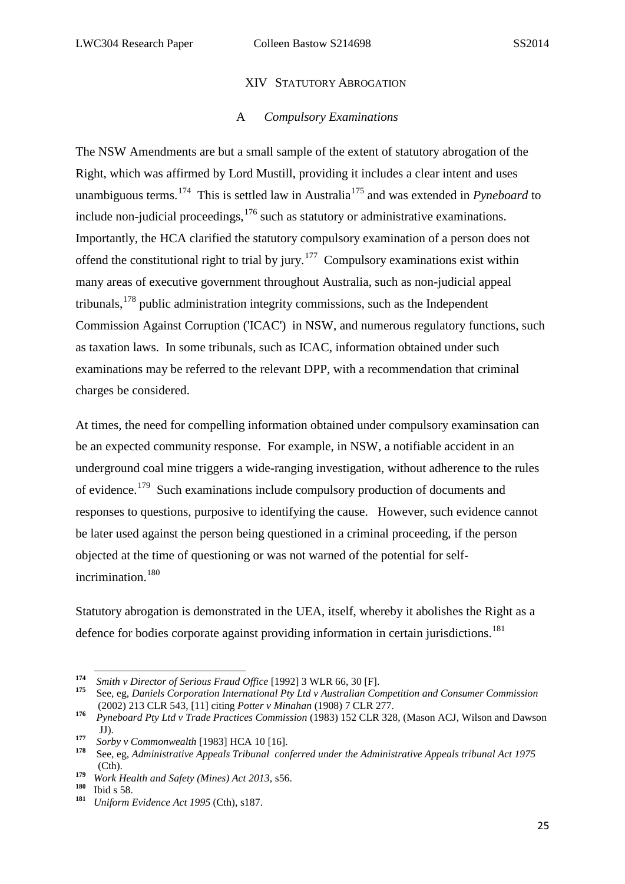## XIV Statutory Abrogation

### A *Compulsory Examinations*

The NSW Amendments are but a small sample of the extent of statutory abrogation of the Right, which was affirmed by Lord Mustill, providing it includes a clear intent and uses unambiguous terms.[174] This is settled law in Australia[175] and was extended in *Pyneboard* to include non-judicial proceedings,[176] such as statutory or administrative examinations. Importantly, the HCA clarified the statutory compulsory examination of a person does not offend the constitutional right to trial by jury.[177] Compulsory examinations exist within many areas of executive government throughout Australia, such as non-judicial appeal tribunals,[178] public administration integrity commissions, such as the Independent Commission Against Corruption ('ICAC') in NSW, and numerous regulatory functions, such as taxation laws. In some tribunals, such as ICAC, information obtained under such examinations may be referred to the relevant DPP, with a recommendation that criminal charges be considered.

At times, the need for compelling information obtained under compulsory examinsation can be an expected community response. For example, in NSW, a notifiable accident in an underground coal mine triggers a wide-ranging investigation, without adherence to the rules of evidence.[179] Such examinations include compulsory production of documents and responses to questions, purposive to identifying the cause. However, such evidence cannot be later used against the person being questioned in a criminal proceeding, if the person objected at the time of questioning or was not warned of the potential for self-incrimination.[180]

Statutory abrogation is demonstrated in the UEA, itself, whereby it abolishes the Right as a defence for bodies corporate against providing information in certain jurisdictions.[181]

---

[174] *Smith v Director of Serious Fraud Office* [1992] 3 WLR 66, 30 [F].

[175] See, eg, *Daniels Corporation International Pty Ltd v Australian Competition and Consumer Commission* (2002) 213 CLR 543, [11] citing *Potter v Minahan* (1908) 7 CLR 277.

[176] *Pyneboard Pty Ltd v Trade Practices Commission* (1983) 152 CLR 328, (Mason ACJ, Wilson and Dawson JJ).

[177] *Sorby v Commonwealth* [1983] HCA 10 [16].

[178] See, eg, *Administrative Appeals Tribunal conferred under the Administrative Appeals tribunal Act 1975* (Cth).

[179] *Work Health and Safety (Mines) Act 2013*, s56.

[180] Ibid s 58.

[181] *Uniform Evidence Act 1995* (Cth), s187.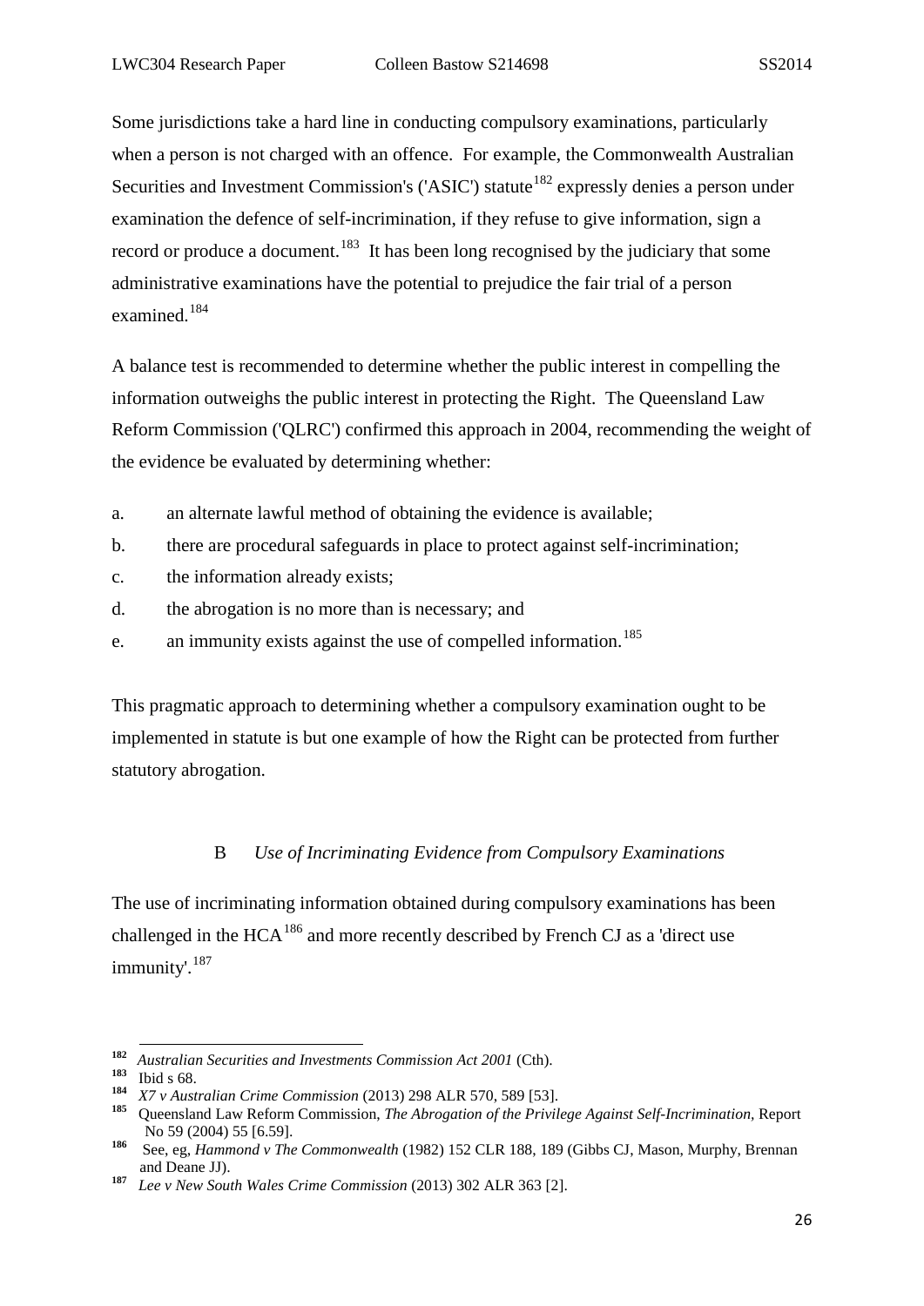Some jurisdictions take a hard line in conducting compulsory examinations, particularly when a person is not charged with an offence. For example, the Commonwealth Australian Securities and Investment Commission's ('ASIC') statute[182] expressly denies a person under examination the defence of self-incrimination, if they refuse to give information, sign a record or produce a document.[183] It has been long recognised by the judiciary that some administrative examinations have the potential to prejudice the fair trial of a person examined.[184]

A balance test is recommended to determine whether the public interest in compelling the information outweighs the public interest in protecting the Right. The Queensland Law Reform Commission ('QLRC') confirmed this approach in 2004, recommending the weight of the evidence be evaluated by determining whether:

a. an alternate lawful method of obtaining the evidence is available;

b. there are procedural safeguards in place to protect against self-incrimination;

c. the information already exists;

d. the abrogation is no more than is necessary; and

e. an immunity exists against the use of compelled information.[185]

This pragmatic approach to determining whether a compulsory examination ought to be implemented in statute is but one example of how the Right can be protected from further statutory abrogation.

### B *Use of Incriminating Evidence from Compulsory Examinations*

The use of incriminating information obtained during compulsory examinations has been challenged in the HCA[186] and more recently described by French CJ as a 'direct use immunity'.[187]

---

[182] *Australian Securities and Investments Commission Act 2001* (Cth).

[183] Ibid s 68.

[184] *X7 v Australian Crime Commission* (2013) 298 ALR 570, 589 [53].

[185] Queensland Law Reform Commission, *The Abrogation of the Privilege Against Self-Incrimination*, Report No 59 (2004) 55 [6.59].

[186] See, eg, *Hammond v The Commonwealth* (1982) 152 CLR 188, 189 (Gibbs CJ, Mason, Murphy, Brennan and Deane JJ).

[187] *Lee v New South Wales Crime Commission* (2013) 302 ALR 363 [2].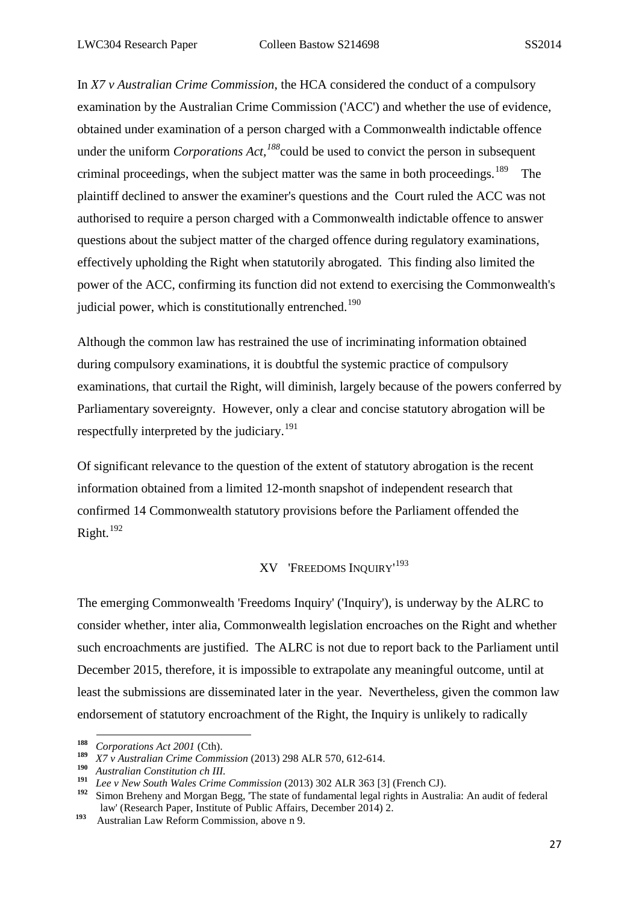In *X7 v Australian Crime Commission*, the HCA considered the conduct of a compulsory examination by the Australian Crime Commission ('ACC') and whether the use of evidence, obtained under examination of a person charged with a Commonwealth indictable offence under the uniform *Corporations Act,*[188] could be used to convict the person in subsequent criminal proceedings, when the subject matter was the same in both proceedings.[189] The plaintiff declined to answer the examiner's questions and the Court ruled the ACC was not authorised to require a person charged with a Commonwealth indictable offence to answer questions about the subject matter of the charged offence during regulatory examinations, effectively upholding the Right when statutorily abrogated. This finding also limited the power of the ACC, confirming its function did not extend to exercising the Commonwealth's judicial power, which is constitutionally entrenched.[190]

Although the common law has restrained the use of incriminating information obtained during compulsory examinations, it is doubtful the systemic practice of compulsory examinations, that curtail the Right, will diminish, largely because of the powers conferred by Parliamentary sovereignty. However, only a clear and concise statutory abrogation will be respectfully interpreted by the judiciary.[191]

Of significant relevance to the question of the extent of statutory abrogation is the recent information obtained from a limited 12-month snapshot of independent research that confirmed 14 Commonwealth statutory provisions before the Parliament offended the Right.[192]

## XV 'Freedoms Inquiry'[193]

The emerging Commonwealth 'Freedoms Inquiry' ('Inquiry'), is underway by the ALRC to consider whether, inter alia, Commonwealth legislation encroaches on the Right and whether such encroachments are justified. The ALRC is not due to report back to the Parliament until December 2015, therefore, it is impossible to extrapolate any meaningful outcome, until at least the submissions are disseminated later in the year. Nevertheless, given the common law endorsement of statutory encroachment of the Right, the Inquiry is unlikely to radically

---

[188] *Corporations Act 2001* (Cth).

[189] *X7 v Australian Crime Commission* (2013) 298 ALR 570, 612-614.

[190] *Australian Constitution ch III.*

[191] *Lee v New South Wales Crime Commission* (2013) 302 ALR 363 [3] (French CJ).

[192] Simon Breheny and Morgan Begg, 'The state of fundamental legal rights in Australia: An audit of federal law' (Research Paper, Institute of Public Affairs, December 2014) 2.

[193] Australian Law Reform Commission, above n 9.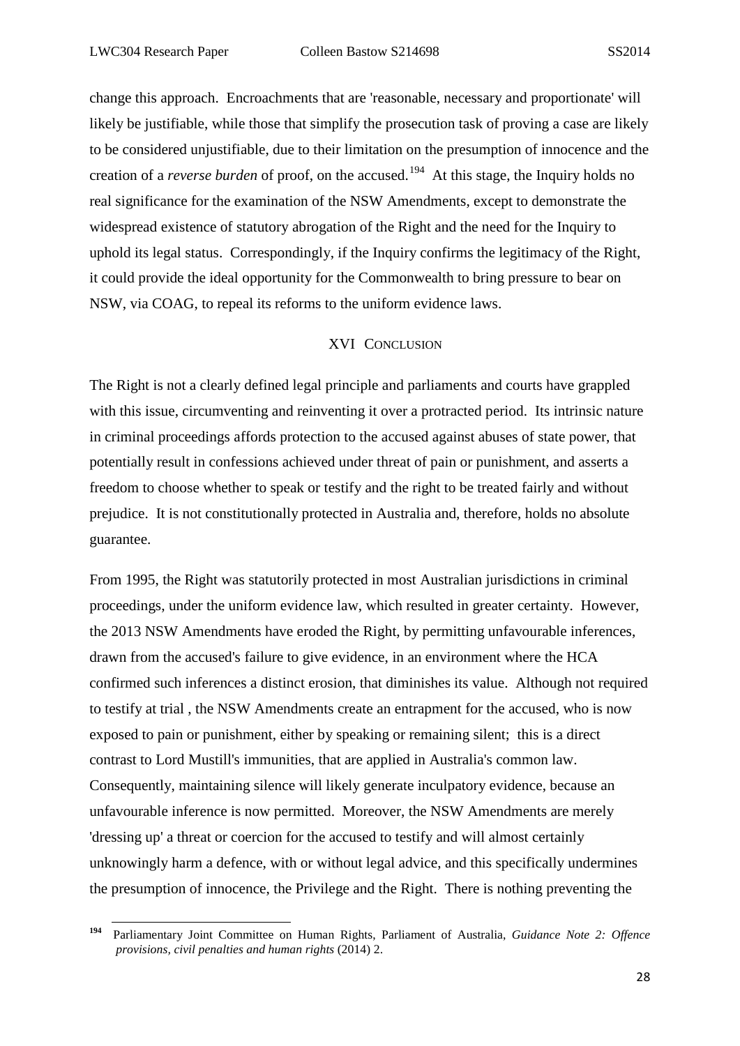change this approach. Encroachments that are 'reasonable, necessary and proportionate' will likely be justifiable, while those that simplify the prosecution task of proving a case are likely to be considered unjustifiable, due to their limitation on the presumption of innocence and the creation of a *reverse burden* of proof, on the accused.[194] At this stage, the Inquiry holds no real significance for the examination of the NSW Amendments, except to demonstrate the widespread existence of statutory abrogation of the Right and the need for the Inquiry to uphold its legal status. Correspondingly, if the Inquiry confirms the legitimacy of the Right, it could provide the ideal opportunity for the Commonwealth to bring pressure to bear on NSW, via COAG, to repeal its reforms to the uniform evidence laws.

## XVI Conclusion

The Right is not a clearly defined legal principle and parliaments and courts have grappled with this issue, circumventing and reinventing it over a protracted period. Its intrinsic nature in criminal proceedings affords protection to the accused against abuses of state power, that potentially result in confessions achieved under threat of pain or punishment, and asserts a freedom to choose whether to speak or testify and the right to be treated fairly and without prejudice. It is not constitutionally protected in Australia and, therefore, holds no absolute guarantee.

From 1995, the Right was statutorily protected in most Australian jurisdictions in criminal proceedings, under the uniform evidence law, which resulted in greater certainty. However, the 2013 NSW Amendments have eroded the Right, by permitting unfavourable inferences, drawn from the accused's failure to give evidence, in an environment where the HCA confirmed such inferences a distinct erosion, that diminishes its value. Although not required to testify at trial , the NSW Amendments create an entrapment for the accused, who is now exposed to pain or punishment, either by speaking or remaining silent; this is a direct contrast to Lord Mustill's immunities, that are applied in Australia's common law. Consequently, maintaining silence will likely generate inculpatory evidence, because an unfavourable inference is now permitted. Moreover, the NSW Amendments are merely 'dressing up' a threat or coercion for the accused to testify and will almost certainly unknowingly harm a defence, with or without legal advice, and this specifically undermines the presumption of innocence, the Privilege and the Right. There is nothing preventing the

---

[194] Parliamentary Joint Committee on Human Rights, Parliament of Australia, *Guidance Note 2: Offence provisions, civil penalties and human rights* (2014) 2.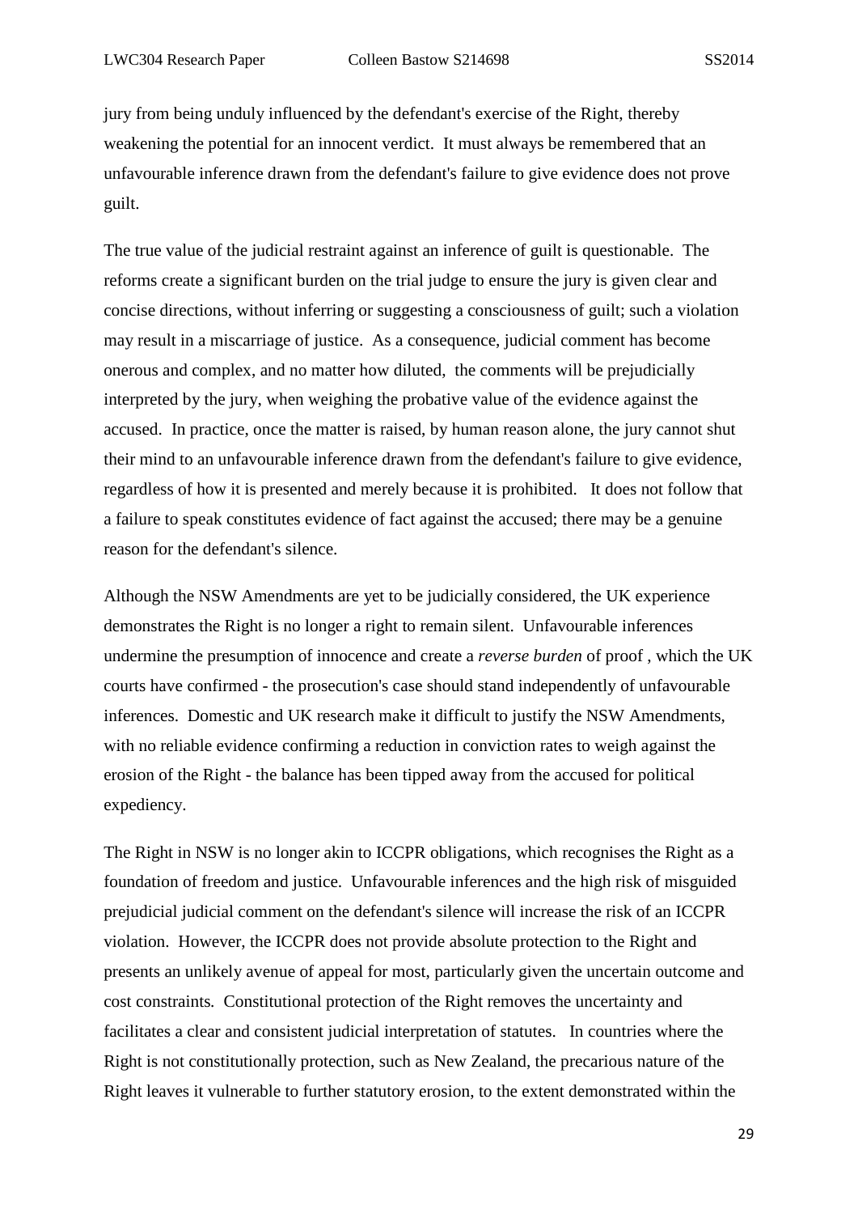jury from being unduly influenced by the defendant's exercise of the Right, thereby weakening the potential for an innocent verdict. It must always be remembered that an unfavourable inference drawn from the defendant's failure to give evidence does not prove guilt.

The true value of the judicial restraint against an inference of guilt is questionable. The reforms create a significant burden on the trial judge to ensure the jury is given clear and concise directions, without inferring or suggesting a consciousness of guilt; such a violation may result in a miscarriage of justice. As a consequence, judicial comment has become onerous and complex, and no matter how diluted, the comments will be prejudicially interpreted by the jury, when weighing the probative value of the evidence against the accused. In practice, once the matter is raised, by human reason alone, the jury cannot shut their mind to an unfavourable inference drawn from the defendant's failure to give evidence, regardless of how it is presented and merely because it is prohibited. It does not follow that a failure to speak constitutes evidence of fact against the accused; there may be a genuine reason for the defendant's silence.

Although the NSW Amendments are yet to be judicially considered, the UK experience demonstrates the Right is no longer a right to remain silent. Unfavourable inferences undermine the presumption of innocence and create a *reverse burden* of proof , which the UK courts have confirmed - the prosecution's case should stand independently of unfavourable inferences. Domestic and UK research make it difficult to justify the NSW Amendments, with no reliable evidence confirming a reduction in conviction rates to weigh against the erosion of the Right - the balance has been tipped away from the accused for political expediency.

The Right in NSW is no longer akin to ICCPR obligations, which recognises the Right as a foundation of freedom and justice. Unfavourable inferences and the high risk of misguided prejudicial judicial comment on the defendant's silence will increase the risk of an ICCPR violation. However, the ICCPR does not provide absolute protection to the Right and presents an unlikely avenue of appeal for most, particularly given the uncertain outcome and cost constraints. Constitutional protection of the Right removes the uncertainty and facilitates a clear and consistent judicial interpretation of statutes. In countries where the Right is not constitutionally protection, such as New Zealand, the precarious nature of the Right leaves it vulnerable to further statutory erosion, to the extent demonstrated within the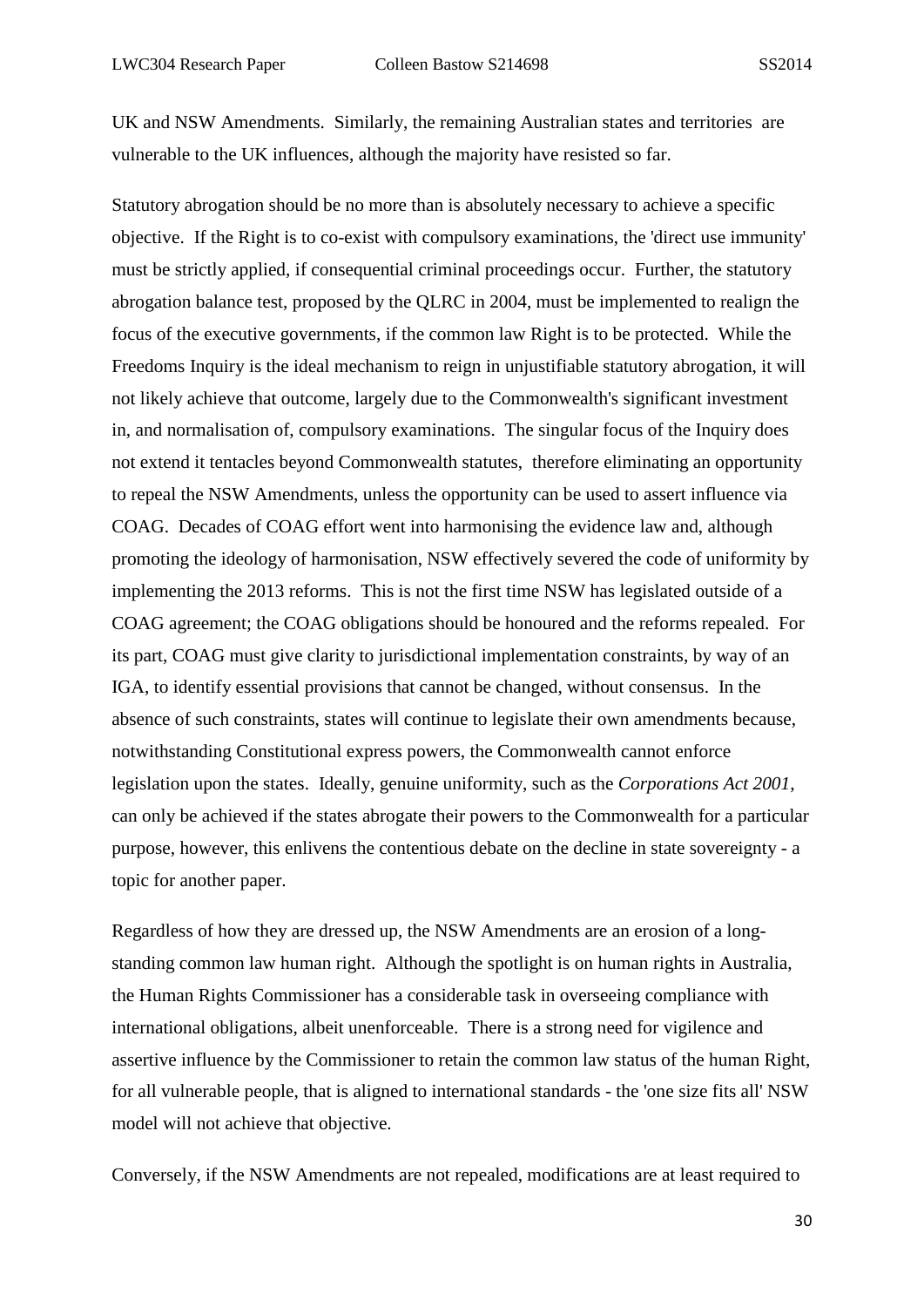UK and NSW Amendments. Similarly, the remaining Australian states and territories are vulnerable to the UK influences, although the majority have resisted so far.

Statutory abrogation should be no more than is absolutely necessary to achieve a specific objective. If the Right is to co-exist with compulsory examinations, the 'direct use immunity' must be strictly applied, if consequential criminal proceedings occur. Further, the statutory abrogation balance test, proposed by the QLRC in 2004, must be implemented to realign the focus of the executive governments, if the common law Right is to be protected. While the Freedoms Inquiry is the ideal mechanism to reign in unjustifiable statutory abrogation, it will not likely achieve that outcome, largely due to the Commonwealth's significant investment in, and normalisation of, compulsory examinations. The singular focus of the Inquiry does not extend it tentacles beyond Commonwealth statutes, therefore eliminating an opportunity to repeal the NSW Amendments, unless the opportunity can be used to assert influence via COAG. Decades of COAG effort went into harmonising the evidence law and, although promoting the ideology of harmonisation, NSW effectively severed the code of uniformity by implementing the 2013 reforms. This is not the first time NSW has legislated outside of a COAG agreement; the COAG obligations should be honoured and the reforms repealed. For its part, COAG must give clarity to jurisdictional implementation constraints, by way of an IGA, to identify essential provisions that cannot be changed, without consensus. In the absence of such constraints, states will continue to legislate their own amendments because, notwithstanding Constitutional express powers, the Commonwealth cannot enforce legislation upon the states. Ideally, genuine uniformity, such as the *Corporations Act 2001*, can only be achieved if the states abrogate their powers to the Commonwealth for a particular purpose, however, this enlivens the contentious debate on the decline in state sovereignty - a topic for another paper.

Regardless of how they are dressed up, the NSW Amendments are an erosion of a long-standing common law human right. Although the spotlight is on human rights in Australia, the Human Rights Commissioner has a considerable task in overseeing compliance with international obligations, albeit unenforceable. There is a strong need for vigilence and assertive influence by the Commissioner to retain the common law status of the human Right, for all vulnerable people, that is aligned to international standards - the 'one size fits all' NSW model will not achieve that objective.

Conversely, if the NSW Amendments are not repealed, modifications are at least required to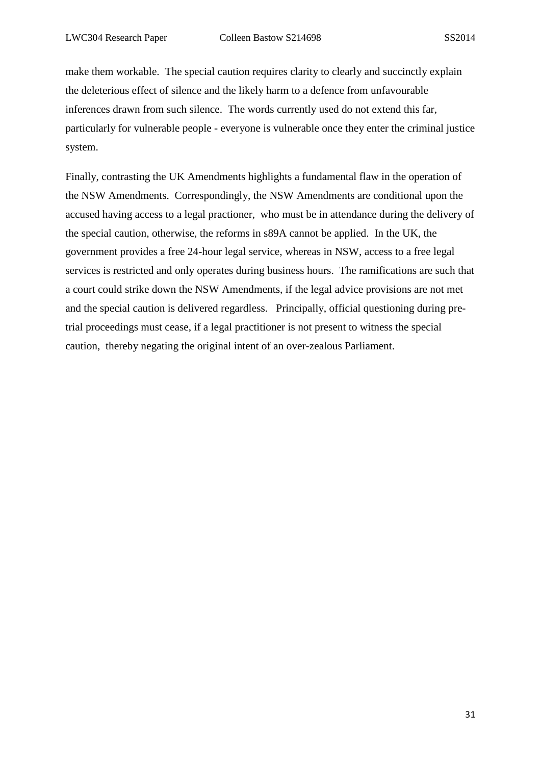make them workable. The special caution requires clarity to clearly and succinctly explain the deleterious effect of silence and the likely harm to a defence from unfavourable inferences drawn from such silence. The words currently used do not extend this far, particularly for vulnerable people - everyone is vulnerable once they enter the criminal justice system.

Finally, contrasting the UK Amendments highlights a fundamental flaw in the operation of the NSW Amendments. Correspondingly, the NSW Amendments are conditional upon the accused having access to a legal practioner, who must be in attendance during the delivery of the special caution, otherwise, the reforms in s89A cannot be applied. In the UK, the government provides a free 24-hour legal service, whereas in NSW, access to a free legal services is restricted and only operates during business hours. The ramifications are such that a court could strike down the NSW Amendments, if the legal advice provisions are not met and the special caution is delivered regardless. Principally, official questioning during pre-trial proceedings must cease, if a legal practitioner is not present to witness the special caution, thereby negating the original intent of an over-zealous Parliament.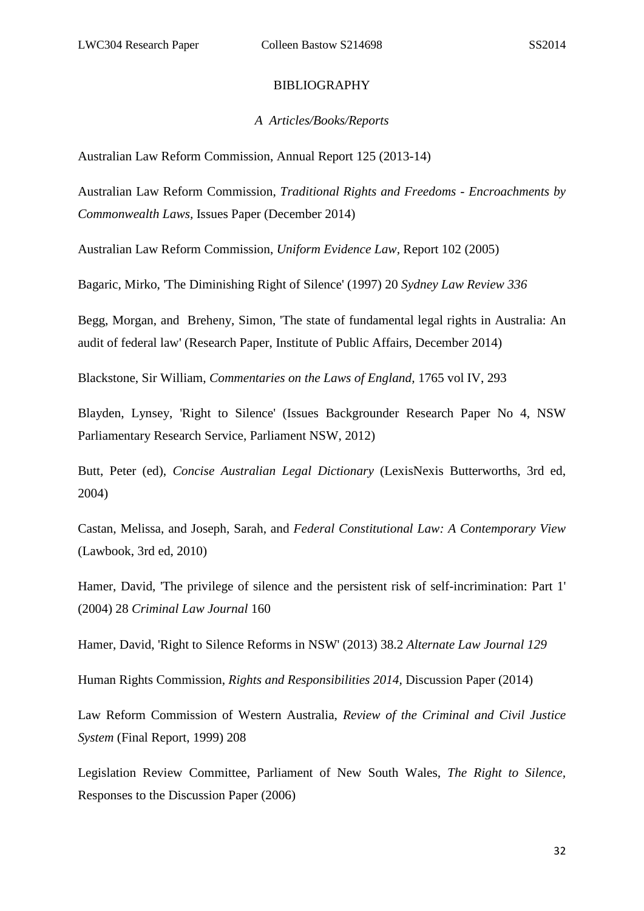# BIBLIOGRAPHY

## *A Articles/Books/Reports*

Australian Law Reform Commission, Annual Report 125 (2013-14)

Australian Law Reform Commission, *Traditional Rights and Freedoms - Encroachments by Commonwealth Laws*, Issues Paper (December 2014)

Australian Law Reform Commission, *Uniform Evidence Law*, Report 102 (2005)

Bagaric, Mirko, 'The Diminishing Right of Silence' (1997) 20 *Sydney Law Review 336*

Begg, Morgan, and Breheny, Simon, 'The state of fundamental legal rights in Australia: An audit of federal law' (Research Paper, Institute of Public Affairs, December 2014)

Blackstone, Sir William, *Commentaries on the Laws of England*, 1765 vol IV, 293

Blayden, Lynsey, 'Right to Silence' (Issues Backgrounder Research Paper No 4, NSW Parliamentary Research Service, Parliament NSW, 2012)

Butt, Peter (ed), *Concise Australian Legal Dictionary* (LexisNexis Butterworths, 3rd ed, 2004)

Castan, Melissa, and Joseph, Sarah, and *Federal Constitutional Law: A Contemporary View* (Lawbook, 3rd ed, 2010)

Hamer, David, 'The privilege of silence and the persistent risk of self-incrimination: Part 1' (2004) 28 *Criminal Law Journal* 160

Hamer, David, 'Right to Silence Reforms in NSW' (2013) 38.2 *Alternate Law Journal 129*

Human Rights Commission, *Rights and Responsibilities 2014*, Discussion Paper (2014)

Law Reform Commission of Western Australia, *Review of the Criminal and Civil Justice System* (Final Report, 1999) 208

Legislation Review Committee, Parliament of New South Wales, *The Right to Silence*, Responses to the Discussion Paper (2006)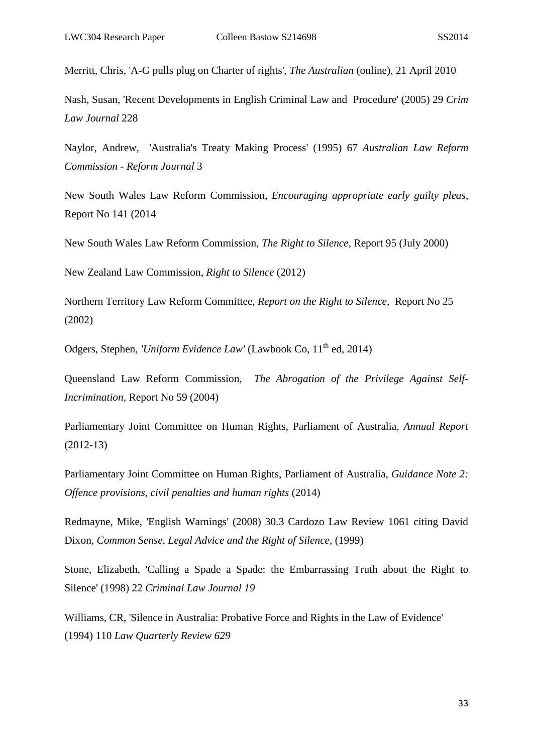Merritt, Chris, 'A-G pulls plug on Charter of rights', *The Australian* (online), 21 April 2010

Nash, Susan, 'Recent Developments in English Criminal Law and Procedure' (2005) 29 *Crim Law Journal* 228

Naylor, Andrew, 'Australia's Treaty Making Process' (1995) 67 *Australian Law Reform Commission - Reform Journal* 3

New South Wales Law Reform Commission, *Encouraging appropriate early guilty pleas*, Report No 141 (2014

New South Wales Law Reform Commission, *The Right to Silence*, Report 95 (July 2000)

New Zealand Law Commission, *Right to Silence* (2012)

Northern Territory Law Reform Committee, *Report on the Right to Silence*, Report No 25 (2002)

Odgers, Stephen, *'Uniform Evidence Law'* (Lawbook Co, 11th ed, 2014)

Queensland Law Reform Commission, *The Abrogation of the Privilege Against Self-Incrimination*, Report No 59 (2004)

Parliamentary Joint Committee on Human Rights, Parliament of Australia, *Annual Report* (2012-13)

Parliamentary Joint Committee on Human Rights, Parliament of Australia, *Guidance Note 2: Offence provisions, civil penalties and human rights* (2014)

Redmayne, Mike, 'English Warnings' (2008) 30.3 Cardozo Law Review 1061 citing David Dixon, *Common Sense, Legal Advice and the Right of Silence,* (1999)

Stone, Elizabeth, 'Calling a Spade a Spade: the Embarrassing Truth about the Right to Silence' (1998) 22 *Criminal Law Journal 19*

Williams, CR, 'Silence in Australia: Probative Force and Rights in the Law of Evidence' (1994) 110 *Law Quarterly Review 629*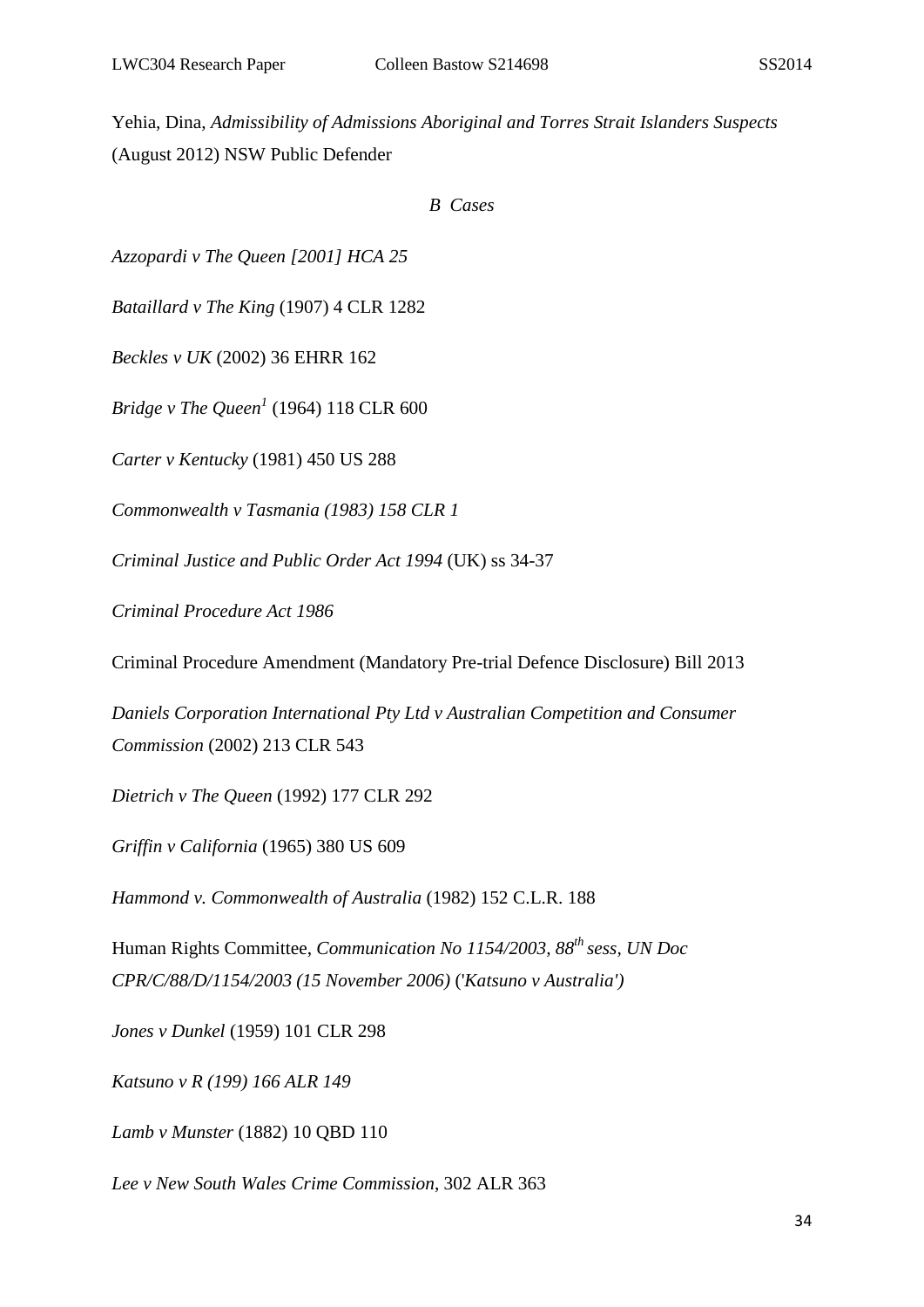Yehia, Dina, *Admissibility of Admissions Aboriginal and Torres Strait Islanders Suspects* (August 2012) NSW Public Defender

### *B Cases*

*Azzopardi v The Queen [2001] HCA 25*

*Bataillard v The King* (1907) 4 CLR 1282

*Beckles v UK* (2002) 36 EHRR 162

*Bridge v The Queen*[1] (1964) 118 CLR 600

*Carter v Kentucky* (1981) 450 US 288

*Commonwealth v Tasmania (1983) 158 CLR 1*

*Criminal Justice and Public Order Act 1994* (UK) ss 34-37

*Criminal Procedure Act 1986*

Criminal Procedure Amendment (Mandatory Pre-trial Defence Disclosure) Bill 2013

*Daniels Corporation International Pty Ltd v Australian Competition and Consumer Commission* (2002) 213 CLR 543

*Dietrich v The Queen* (1992) 177 CLR 292

*Griffin v California* (1965) 380 US 609

*Hammond v. Commonwealth of Australia* (1982) 152 C.L.R. 188

Human Rights Committee, *Communication No 1154/2003, 88th sess, UN Doc CPR/C/88/D/1154/2003 (15 November 2006)* ('*Katsuno v Australia')*

*Jones v Dunkel* (1959) 101 CLR 298

*Katsuno v R (199) 166 ALR 149*

*Lamb v Munster* (1882) 10 QBD 110

*Lee v New South Wales Crime Commission*, 302 ALR 363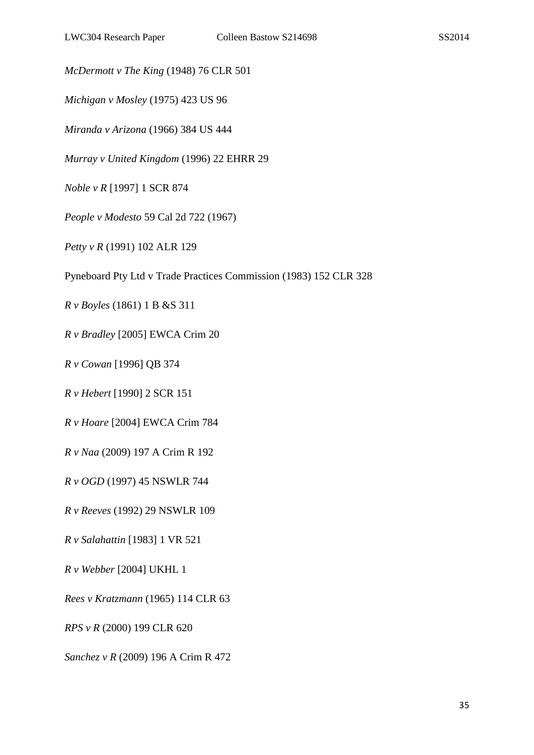*McDermott v The King* (1948) 76 CLR 501

*Michigan v Mosley* (1975) 423 US 96

*Miranda v Arizona* (1966) 384 US 444

*Murray v United Kingdom* (1996) 22 EHRR 29

*Noble v R* [1997] 1 SCR 874

*People v Modesto* 59 Cal 2d 722 (1967)

*Petty v R* (1991) 102 ALR 129

Pyneboard Pty Ltd v Trade Practices Commission (1983) 152 CLR 328

*R v Boyles* (1861) 1 B &S 311

*R v Bradley* [2005] EWCA Crim 20

*R v Cowan* [1996] QB 374

*R v Hebert* [1990] 2 SCR 151

*R v Hoare* [2004] EWCA Crim 784

*R v Naa* (2009) 197 A Crim R 192

*R v OGD* (1997) 45 NSWLR 744

*R v Reeves* (1992) 29 NSWLR 109

*R v Salahattin* [1983] 1 VR 521

*R v Webber* [2004] UKHL 1

*Rees v Kratzmann* (1965) 114 CLR 63

*RPS v R* (2000) 199 CLR 620

*Sanchez v R* (2009) 196 A Crim R 472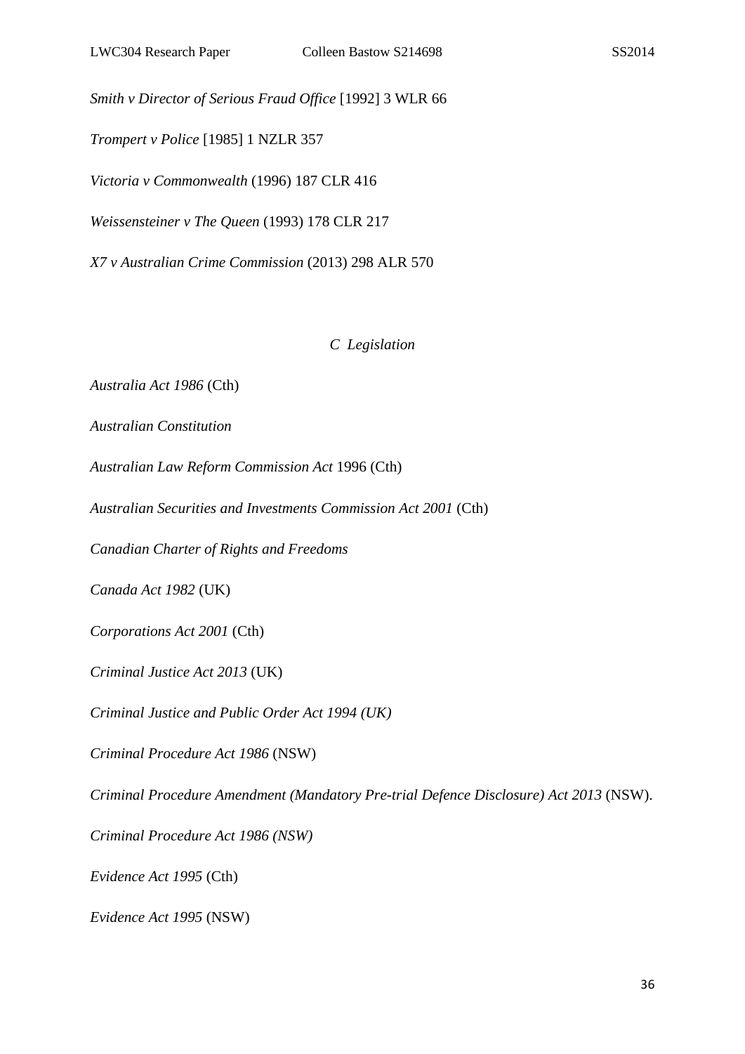*Smith v Director of Serious Fraud Office* [1992] 3 WLR 66

*Trompert v Police* [1985] 1 NZLR 357

*Victoria v Commonwealth* (1996) 187 CLR 416

*Weissensteiner v The Queen* (1993) 178 CLR 217

*X7 v Australian Crime Commission* (2013) 298 ALR 570

### *C Legislation*

*Australia Act 1986* (Cth)

*Australian Constitution*

*Australian Law Reform Commission Act* 1996 (Cth)

*Australian Securities and Investments Commission Act 2001* (Cth)

*Canadian Charter of Rights and Freedoms*

*Canada Act 1982* (UK)

*Corporations Act 2001* (Cth)

*Criminal Justice Act 2013* (UK)

*Criminal Justice and Public Order Act 1994 (UK)*

*Criminal Procedure Act 1986* (NSW)

*Criminal Procedure Amendment (Mandatory Pre-trial Defence Disclosure) Act 2013* (NSW).

*Criminal Procedure Act 1986 (NSW)*

*Evidence Act 1995* (Cth)

*Evidence Act 1995* (NSW)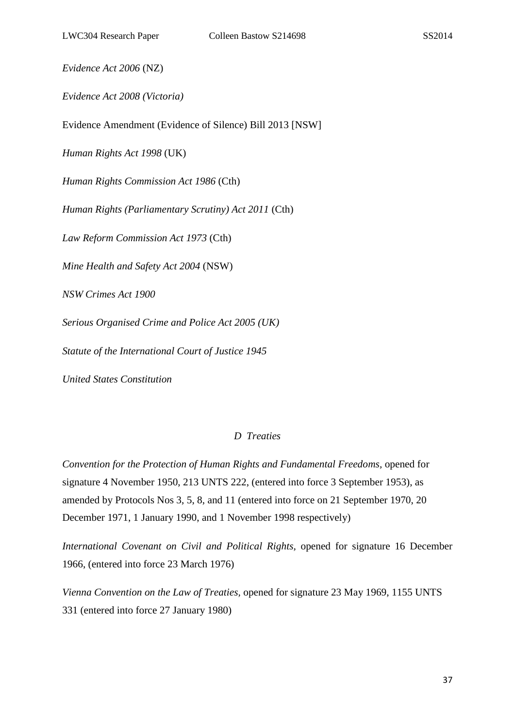*Evidence Act 2006* (NZ)

*Evidence Act 2008 (Victoria)*

Evidence Amendment (Evidence of Silence) Bill 2013 [NSW]

*Human Rights Act 1998* (UK)

*Human Rights Commission Act 1986* (Cth)

*Human Rights (Parliamentary Scrutiny) Act 2011* (Cth)

*Law Reform Commission Act 1973* (Cth)

*Mine Health and Safety Act 2004* (NSW)

*NSW Crimes Act 1900*

*Serious Organised Crime and Police Act 2005 (UK)*

*Statute of the International Court of Justice 1945*

*United States Constitution*

### *D Treaties*

*Convention for the Protection of Human Rights and Fundamental Freedoms*, opened for signature 4 November 1950, 213 UNTS 222, (entered into force 3 September 1953), as amended by Protocols Nos 3, 5, 8, and 11 (entered into force on 21 September 1970, 20 December 1971, 1 January 1990, and 1 November 1998 respectively)

*International Covenant on Civil and Political Rights*, opened for signature 16 December 1966, (entered into force 23 March 1976)

*Vienna Convention on the Law of Treaties*, opened for signature 23 May 1969, 1155 UNTS 331 (entered into force 27 January 1980)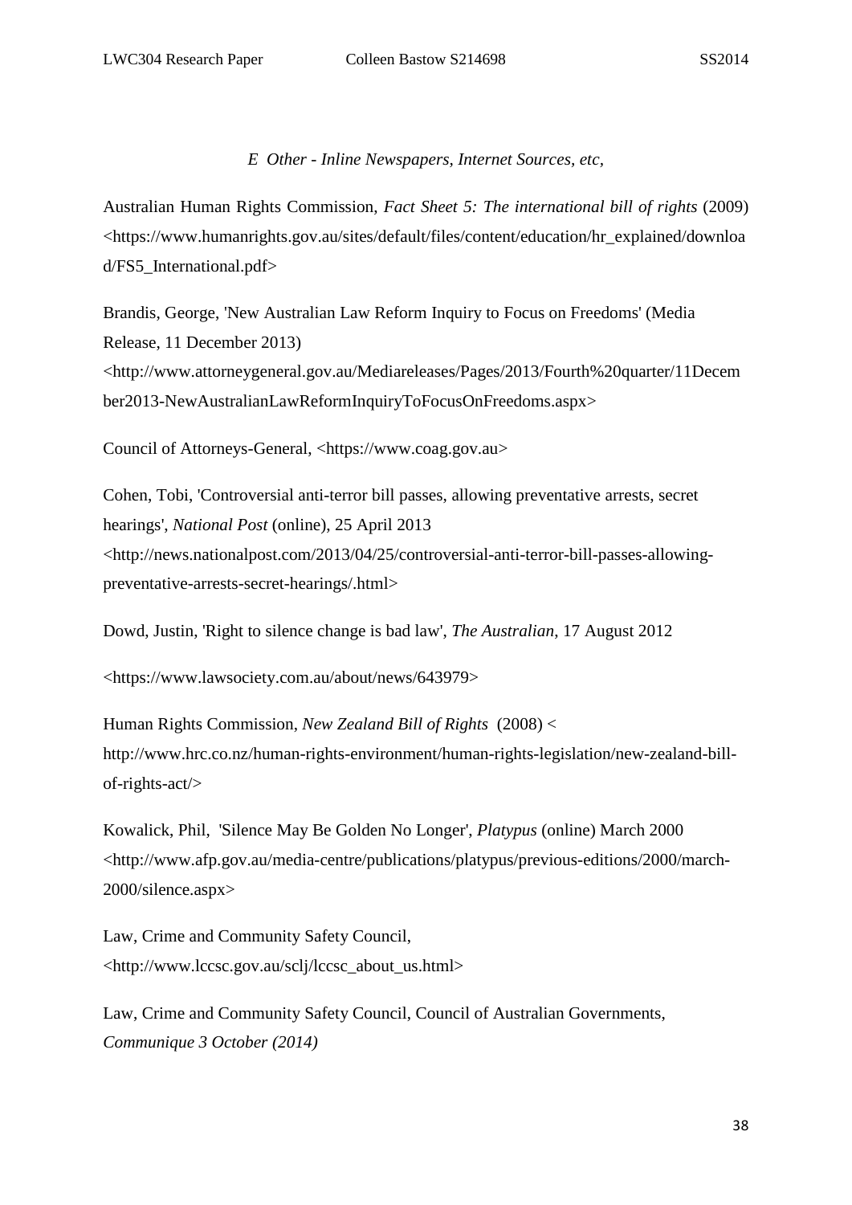### *E Other - Inline Newspapers, Internet Sources, etc,*

Australian Human Rights Commission, *Fact Sheet 5: The international bill of rights* (2009) <https://www.humanrights.gov.au/sites/default/files/content/education/hr_explained/download/FS5_International.pdf>

Brandis, George, 'New Australian Law Reform Inquiry to Focus on Freedoms' (Media Release, 11 December 2013) <http://www.attorneygeneral.gov.au/Mediareleases/Pages/2013/Fourth%20quarter/11December2013-NewAustralianLawReformInquiryToFocusOnFreedoms.aspx>

Council of Attorneys-General, <https://www.coag.gov.au>

Cohen, Tobi, 'Controversial anti-terror bill passes, allowing preventative arrests, secret hearings', *National Post* (online), 25 April 2013 <http://news.nationalpost.com/2013/04/25/controversial-anti-terror-bill-passes-allowing-preventative-arrests-secret-hearings/.html>

Dowd, Justin, 'Right to silence change is bad law', *The Australian*, 17 August 2012

<https://www.lawsociety.com.au/about/news/643979>

Human Rights Commission, *New Zealand Bill of Rights* (2008) < http://www.hrc.co.nz/human-rights-environment/human-rights-legislation/new-zealand-bill-of-rights-act/>

Kowalick, Phil, 'Silence May Be Golden No Longer', *Platypus* (online) March 2000 <http://www.afp.gov.au/media-centre/publications/platypus/previous-editions/2000/march-2000/silence.aspx>

Law, Crime and Community Safety Council, <http://www.lccsc.gov.au/sclj/lccsc_about_us.html>

Law, Crime and Community Safety Council, Council of Australian Governments, *Communique 3 October (2014)*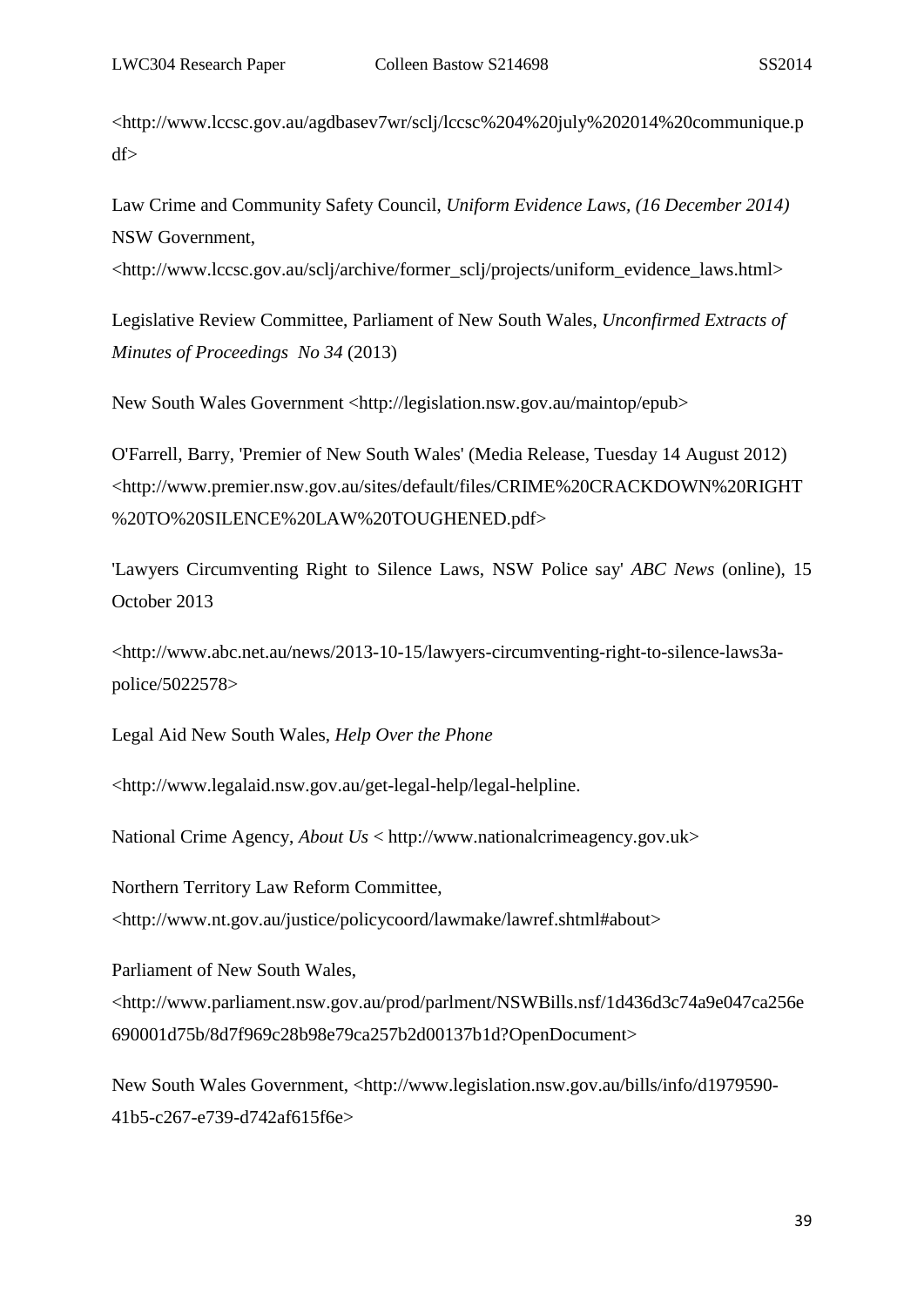<http://www.lccsc.gov.au/agdbasev7wr/sclj/lccsc%204%20july%202014%20communique.pdf>

Law Crime and Community Safety Council, *Uniform Evidence Laws, (16 December 2014)* NSW Government, <http://www.lccsc.gov.au/sclj/archive/former_sclj/projects/uniform_evidence_laws.html>

Legislative Review Committee, Parliament of New South Wales, *Unconfirmed Extracts of Minutes of Proceedings No 34* (2013)

New South Wales Government <http://legislation.nsw.gov.au/maintop/epub>

O'Farrell, Barry, 'Premier of New South Wales' (Media Release, Tuesday 14 August 2012) <http://www.premier.nsw.gov.au/sites/default/files/CRIME%20CRACKDOWN%20RIGHT%20TO%20SILENCE%20LAW%20TOUGHENED.pdf>

'Lawyers Circumventing Right to Silence Laws, NSW Police say' *ABC News* (online), 15 October 2013

<http://www.abc.net.au/news/2013-10-15/lawyers-circumventing-right-to-silence-laws3a-police/5022578>

Legal Aid New South Wales, *Help Over the Phone*

<http://www.legalaid.nsw.gov.au/get-legal-help/legal-helpline.

National Crime Agency, *About Us* < http://www.nationalcrimeagency.gov.uk>

Northern Territory Law Reform Committee, <http://www.nt.gov.au/justice/policycoord/lawmake/lawref.shtml#about>

Parliament of New South Wales, <http://www.parliament.nsw.gov.au/prod/parlment/NSWBills.nsf/1d436d3c74a9e047ca256e690001d75b/8d7f969c28b98e79ca257b2d00137b1d?OpenDocument>

New South Wales Government, <http://www.legislation.nsw.gov.au/bills/info/d1979590-41b5-c267-e739-d742af615f6e>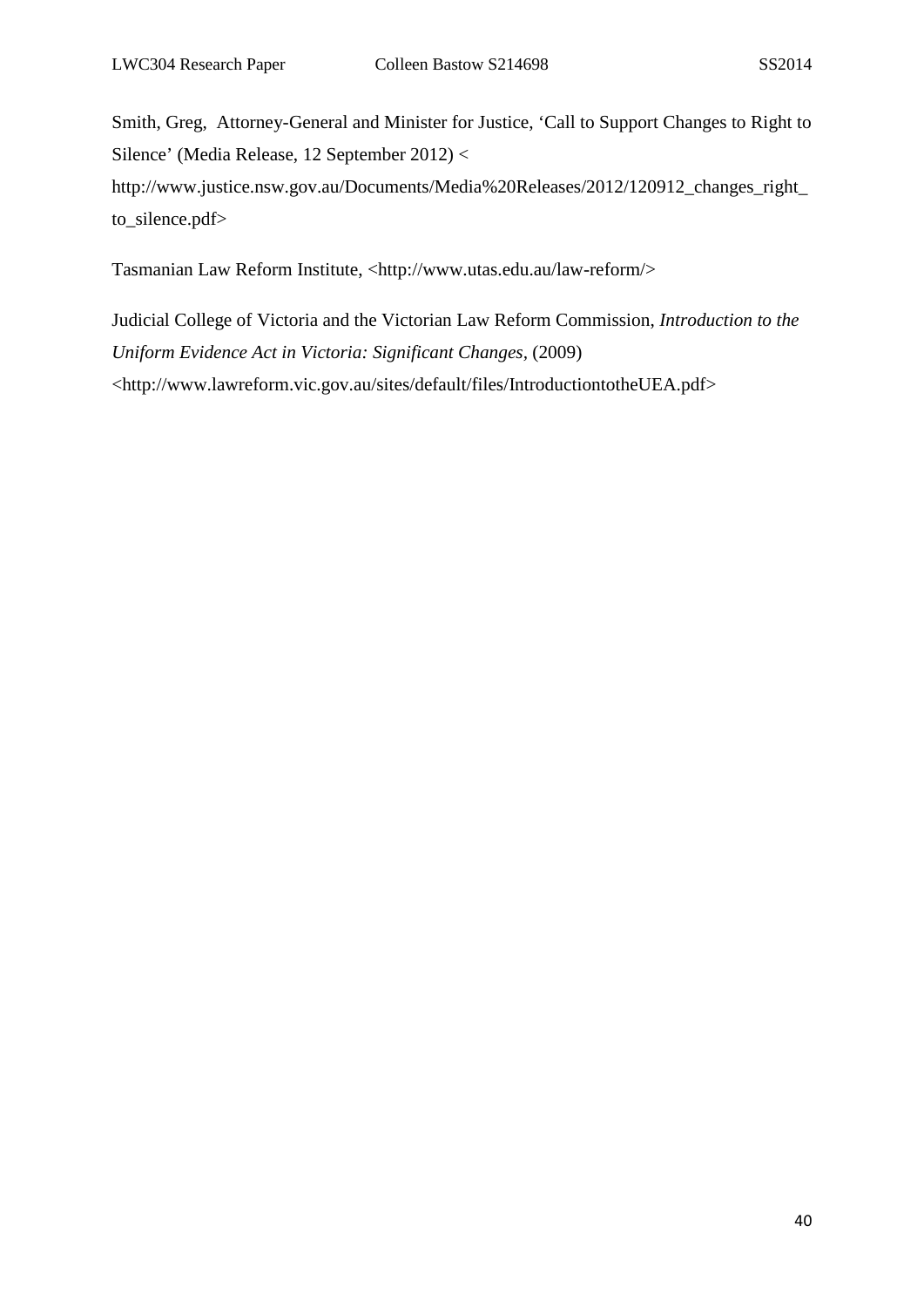Smith, Greg, Attorney-General and Minister for Justice, 'Call to Support Changes to Right to Silence' (Media Release, 12 September 2012) < http://www.justice.nsw.gov.au/Documents/Media%20Releases/2012/120912_changes_right_to_silence.pdf>

Tasmanian Law Reform Institute, <http://www.utas.edu.au/law-reform/>

Judicial College of Victoria and the Victorian Law Reform Commission, *Introduction to the Uniform Evidence Act in Victoria: Significant Changes*, (2009) <http://www.lawreform.vic.gov.au/sites/default/files/IntroductiontotheUEA.pdf>